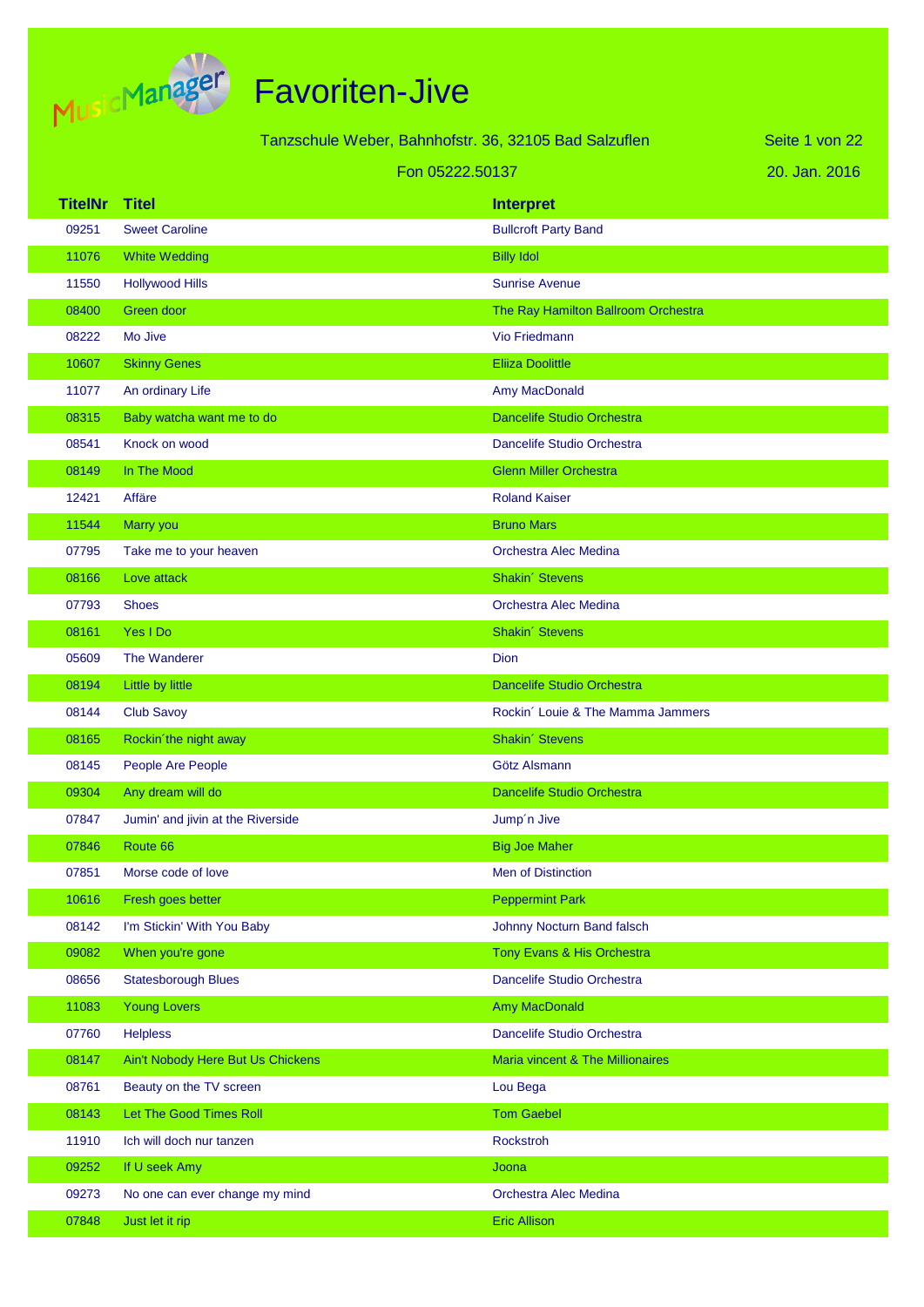# Favoriten-Jive

Tanzschule Weber, Bahnhofstr. 36, 32105 Bad Salzuflen

Fon 05222.50137

20. Jan. 2016

| TitelNr | Titel | Interpret |
|---|---|---|
| 09251 | Sweet Caroline | Bullcroft Party Band |
| 11076 | White Wedding | Billy Idol |
| 11550 | Hollywood Hills | Sunrise Avenue |
| 08400 | Green door | The Ray Hamilton Ballroom Orchestra |
| 08222 | Mo Jive | Vio Friedmann |
| 10607 | Skinny Genes | Eliiza Doolittle |
| 11077 | An ordinary Life | Amy MacDonald |
| 08315 | Baby watcha want me to do | Dancelife Studio Orchestra |
| 08541 | Knock on wood | Dancelife Studio Orchestra |
| 08149 | In The Mood | Glenn Miller Orchestra |
| 12421 | Affäre | Roland Kaiser |
| 11544 | Marry you | Bruno Mars |
| 07795 | Take me to your heaven | Orchestra Alec Medina |
| 08166 | Love attack | Shakin´ Stevens |
| 07793 | Shoes | Orchestra Alec Medina |
| 08161 | Yes I Do | Shakin´ Stevens |
| 05609 | The Wanderer | Dion |
| 08194 | Little by little | Dancelife Studio Orchestra |
| 08144 | Club Savoy | Rockin´ Louie & The Mamma Jammers |
| 08165 | Rockin´the night away | Shakin´ Stevens |
| 08145 | People Are People | Götz Alsmann |
| 09304 | Any dream will do | Dancelife Studio Orchestra |
| 07847 | Jumin' and jivin at the Riverside | Jump´n Jive |
| 07846 | Route 66 | Big Joe Maher |
| 07851 | Morse code of love | Men of Distinction |
| 10616 | Fresh goes better | Peppermint Park |
| 08142 | I'm Stickin' With You Baby | Johnny Nocturn Band falsch |
| 09082 | When you're gone | Tony Evans & His Orchestra |
| 08656 | Statesborough Blues | Dancelife Studio Orchestra |
| 11083 | Young Lovers | Amy MacDonald |
| 07760 | Helpless | Dancelife Studio Orchestra |
| 08147 | Ain't Nobody Here But Us Chickens | Maria vincent & The Millionaires |
| 08761 | Beauty on the TV screen | Lou Bega |
| 08143 | Let The Good Times Roll | Tom Gaebel |
| 11910 | Ich will doch nur tanzen | Rockstroh |
| 09252 | If U seek Amy | Joona |
| 09273 | No one can ever change my mind | Orchestra Alec Medina |
| 07848 | Just let it rip | Eric Allison |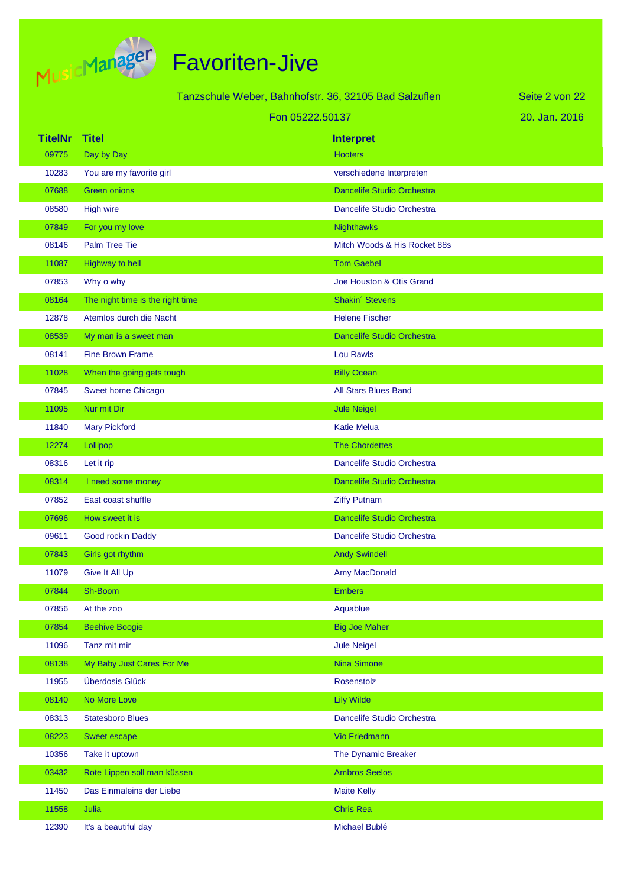# Favoriten-Jive

Tanzschule Weber, Bahnhofstr. 36, 32105 Bad Salzuflen

Fon 05222.50137

20. Jan. 2016

| TitelNr | Titel | Interpret |
|---|---|---|
| 09775 | Day by Day | Hooters |
| 10283 | You are my favorite girl | verschiedene Interpreten |
| 07688 | Green onions | Dancelife Studio Orchestra |
| 08580 | High wire | Dancelife Studio Orchestra |
| 07849 | For you my love | Nighthawks |
| 08146 | Palm Tree Tie | Mitch Woods & His Rocket 88s |
| 11087 | Highway to hell | Tom Gaebel |
| 07853 | Why o why | Joe Houston & Otis Grand |
| 08164 | The night time is the right time | Shakin´ Stevens |
| 12878 | Atemlos durch die Nacht | Helene Fischer |
| 08539 | My man is a sweet man | Dancelife Studio Orchestra |
| 08141 | Fine Brown Frame | Lou Rawls |
| 11028 | When the going gets tough | Billy Ocean |
| 07845 | Sweet home Chicago | All Stars Blues Band |
| 11095 | Nur mit Dir | Jule Neigel |
| 11840 | Mary Pickford | Katie Melua |
| 12274 | Lollipop | The Chordettes |
| 08316 | Let it rip | Dancelife Studio Orchestra |
| 08314 | I need some money | Dancelife Studio Orchestra |
| 07852 | East coast shuffle | Ziffy Putnam |
| 07696 | How sweet it is | Dancelife Studio Orchestra |
| 09611 | Good rockin Daddy | Dancelife Studio Orchestra |
| 07843 | Girls got rhythm | Andy Swindell |
| 11079 | Give It All Up | Amy MacDonald |
| 07844 | Sh-Boom | Embers |
| 07856 | At the zoo | Aquablue |
| 07854 | Beehive Boogie | Big Joe Maher |
| 11096 | Tanz mit mir | Jule Neigel |
| 08138 | My Baby Just Cares For Me | Nina Simone |
| 11955 | Überdosis Glück | Rosenstolz |
| 08140 | No More Love | Lily Wilde |
| 08313 | Statesboro Blues | Dancelife Studio Orchestra |
| 08223 | Sweet escape | Vio Friedmann |
| 10356 | Take it uptown | The Dynamic Breaker |
| 03432 | Rote Lippen soll man küssen | Ambros Seelos |
| 11450 | Das Einmaleins der Liebe | Maite Kelly |
| 11558 | Julia | Chris Rea |
| 12390 | It's a beautiful day | Michael Bublé |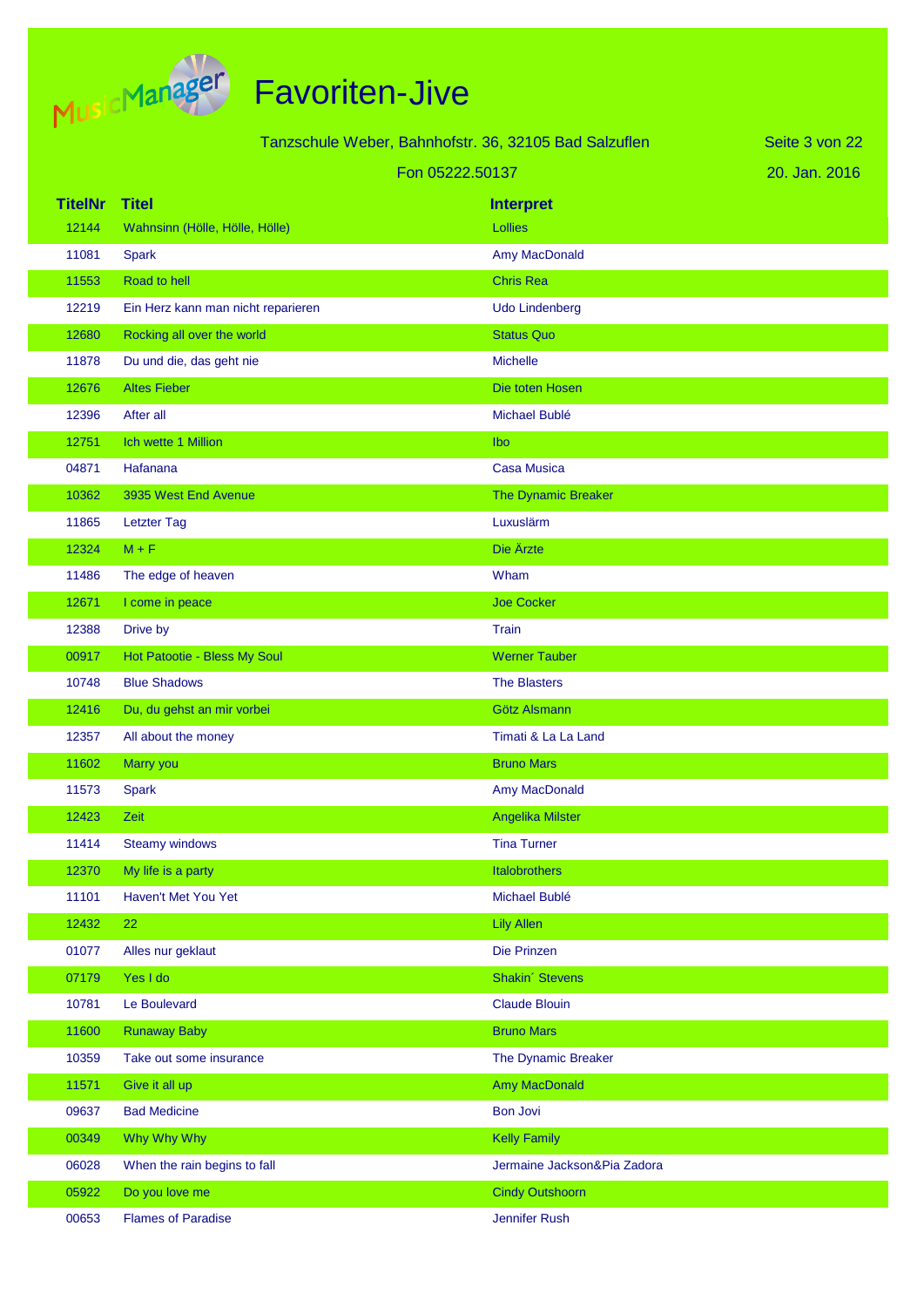# Favoriten-Jive

Tanzschule Weber, Bahnhofstr. 36, 32105 Bad Salzuflen

Fon 05222.50137

20. Jan. 2016

| TitelNr | Titel | Interpret |
|---|---|---|
| 12144 | Wahnsinn (Hölle, Hölle, Hölle) | Lollies |
| 11081 | Spark | Amy MacDonald |
| 11553 | Road to hell | Chris Rea |
| 12219 | Ein Herz kann man nicht reparieren | Udo Lindenberg |
| 12680 | Rocking all over the world | Status Quo |
| 11878 | Du und die, das geht nie | Michelle |
| 12676 | Altes Fieber | Die toten Hosen |
| 12396 | After all | Michael Bublé |
| 12751 | Ich wette 1 Million | Ibo |
| 04871 | Hafanana | Casa Musica |
| 10362 | 3935 West End Avenue | The Dynamic Breaker |
| 11865 | Letzter Tag | Luxuslärm |
| 12324 | M + F | Die Ärzte |
| 11486 | The edge of heaven | Wham |
| 12671 | I come in peace | Joe Cocker |
| 12388 | Drive by | Train |
| 00917 | Hot Patootie - Bless My Soul | Werner Tauber |
| 10748 | Blue Shadows | The Blasters |
| 12416 | Du, du gehst an mir vorbei | Götz Alsmann |
| 12357 | All about the money | Timati & La La Land |
| 11602 | Marry you | Bruno Mars |
| 11573 | Spark | Amy MacDonald |
| 12423 | Zeit | Angelika Milster |
| 11414 | Steamy windows | Tina Turner |
| 12370 | My life is a party | Italobrothers |
| 11101 | Haven't Met You Yet | Michael Bublé |
| 12432 | 22 | Lily Allen |
| 01077 | Alles nur geklaut | Die Prinzen |
| 07179 | Yes I do | Shakin´ Stevens |
| 10781 | Le Boulevard | Claude Blouin |
| 11600 | Runaway Baby | Bruno Mars |
| 10359 | Take out some insurance | The Dynamic Breaker |
| 11571 | Give it all up | Amy MacDonald |
| 09637 | Bad Medicine | Bon Jovi |
| 00349 | Why Why Why | Kelly Family |
| 06028 | When the rain begins to fall | Jermaine Jackson&Pia Zadora |
| 05922 | Do you love me | Cindy Outshoorn |
| 00653 | Flames of Paradise | Jennifer Rush |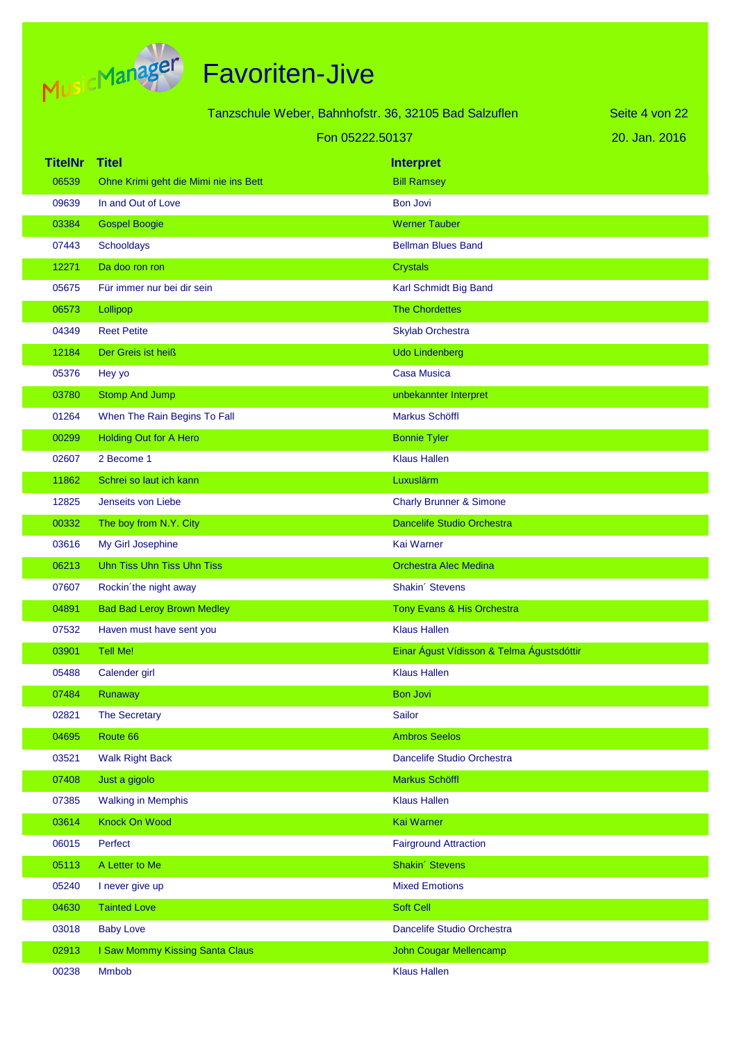# Favoriten-Jive

Tanzschule Weber, Bahnhofstr. 36, 32105 Bad Salzuflen

Fon 05222.50137

20. Jan. 2016

| TitelNr | Titel | Interpret |
|---|---|---|
| 06539 | Ohne Krimi geht die Mimi nie ins Bett | Bill Ramsey |
| 09639 | In and Out of Love | Bon Jovi |
| 03384 | Gospel Boogie | Werner Tauber |
| 07443 | Schooldays | Bellman Blues Band |
| 12271 | Da doo ron ron | Crystals |
| 05675 | Für immer nur bei dir sein | Karl Schmidt Big Band |
| 06573 | Lollipop | The Chordettes |
| 04349 | Reet Petite | Skylab Orchestra |
| 12184 | Der Greis ist heiß | Udo Lindenberg |
| 05376 | Hey yo | Casa Musica |
| 03780 | Stomp And Jump | unbekannter Interpret |
| 01264 | When The Rain Begins To Fall | Markus Schöffl |
| 00299 | Holding Out for A Hero | Bonnie Tyler |
| 02607 | 2 Become 1 | Klaus Hallen |
| 11862 | Schrei so laut ich kann | Luxuslärm |
| 12825 | Jenseits von Liebe | Charly Brunner & Simone |
| 00332 | The boy from N.Y. City | Dancelife Studio Orchestra |
| 03616 | My Girl Josephine | Kai Warner |
| 06213 | Uhn Tiss Uhn Tiss Uhn Tiss | Orchestra Alec Medina |
| 07607 | Rockin´the night away | Shakin´ Stevens |
| 04891 | Bad Bad Leroy Brown Medley | Tony Evans & His Orchestra |
| 07532 | Haven must have sent you | Klaus Hallen |
| 03901 | Tell Me! | Einar Águst Vídisson & Telma Águstsdóttir |
| 05488 | Calender girl | Klaus Hallen |
| 07484 | Runaway | Bon Jovi |
| 02821 | The Secretary | Sailor |
| 04695 | Route 66 | Ambros Seelos |
| 03521 | Walk Right Back | Dancelife Studio Orchestra |
| 07408 | Just a gigolo | Markus Schöffl |
| 07385 | Walking in Memphis | Klaus Hallen |
| 03614 | Knock On Wood | Kai Warner |
| 06015 | Perfect | Fairground Attraction |
| 05113 | A Letter to Me | Shakin´ Stevens |
| 05240 | I never give up | Mixed Emotions |
| 04630 | Tainted Love | Soft Cell |
| 03018 | Baby Love | Dancelife Studio Orchestra |
| 02913 | I Saw Mommy Kissing Santa Claus | John Cougar Mellencamp |
| 00238 | Mmbob | Klaus Hallen |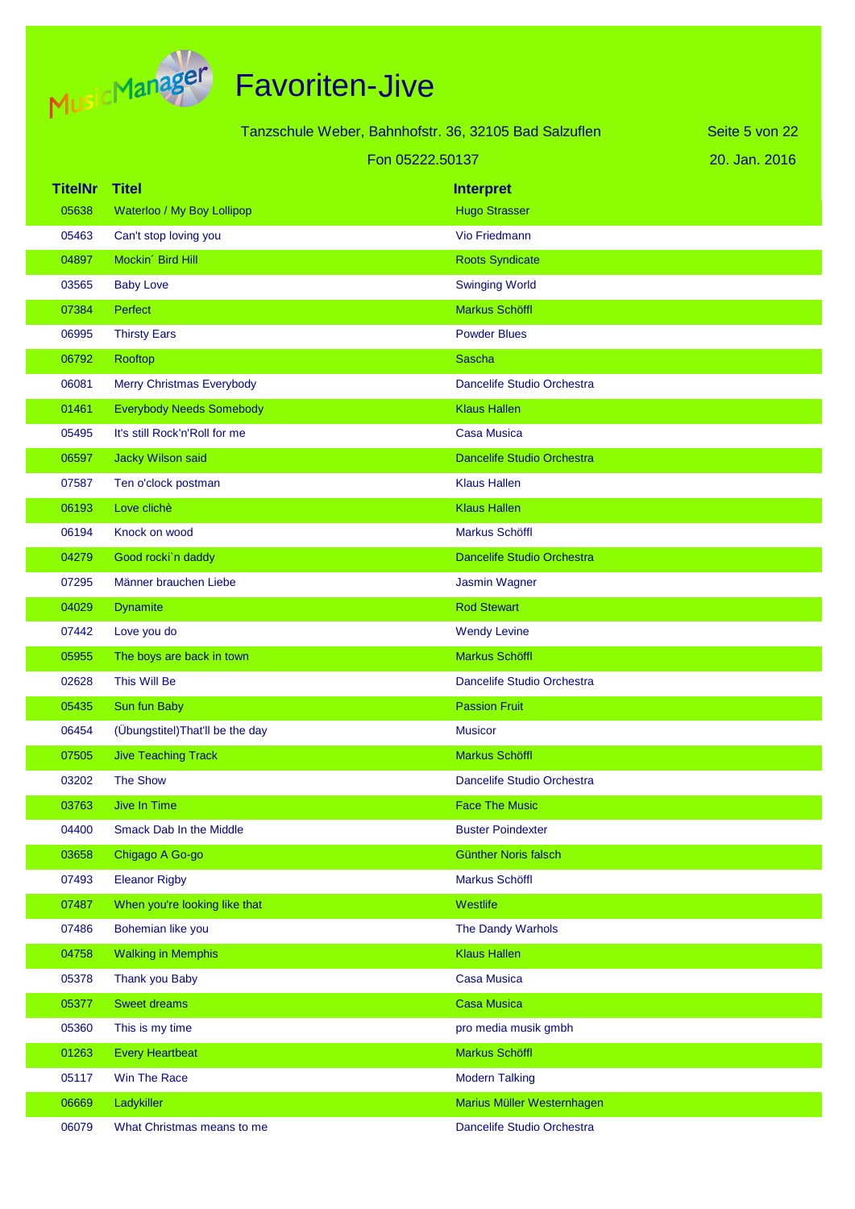# Favoriten-Jive

Tanzschule Weber, Bahnhofstr. 36, 32105 Bad Salzuflen

Fon 05222.50137

20. Jan. 2016

| TitelNr | Titel | Interpret |
|---|---|---|
| 05638 | Waterloo / My Boy Lollipop | Hugo Strasser |
| 05463 | Can't stop loving you | Vio Friedmann |
| 04897 | Mockin´ Bird Hill | Roots Syndicate |
| 03565 | Baby Love | Swinging World |
| 07384 | Perfect | Markus Schöffl |
| 06995 | Thirsty Ears | Powder Blues |
| 06792 | Rooftop | Sascha |
| 06081 | Merry Christmas Everybody | Dancelife Studio Orchestra |
| 01461 | Everybody Needs Somebody | Klaus Hallen |
| 05495 | It's still Rock'n'Roll for me | Casa Musica |
| 06597 | Jacky Wilson said | Dancelife Studio Orchestra |
| 07587 | Ten o'clock postman | Klaus Hallen |
| 06193 | Love clichè | Klaus Hallen |
| 06194 | Knock on wood | Markus Schöffl |
| 04279 | Good rocki`n daddy | Dancelife Studio Orchestra |
| 07295 | Männer brauchen Liebe | Jasmin Wagner |
| 04029 | Dynamite | Rod Stewart |
| 07442 | Love you do | Wendy Levine |
| 05955 | The boys are back in town | Markus Schöffl |
| 02628 | This Will Be | Dancelife Studio Orchestra |
| 05435 | Sun fun Baby | Passion Fruit |
| 06454 | (Übungstitel)That'll be the day | Musicor |
| 07505 | Jive Teaching Track | Markus Schöffl |
| 03202 | The Show | Dancelife Studio Orchestra |
| 03763 | Jive In Time | Face The Music |
| 04400 | Smack Dab In the Middle | Buster Poindexter |
| 03658 | Chigago A Go-go | Günther Noris falsch |
| 07493 | Eleanor Rigby | Markus Schöffl |
| 07487 | When you're looking like that | Westlife |
| 07486 | Bohemian like you | The Dandy Warhols |
| 04758 | Walking in Memphis | Klaus Hallen |
| 05378 | Thank you Baby | Casa Musica |
| 05377 | Sweet dreams | Casa Musica |
| 05360 | This is my time | pro media musik gmbh |
| 01263 | Every Heartbeat | Markus Schöffl |
| 05117 | Win The Race | Modern Talking |
| 06669 | Ladykiller | Marius Müller Westernhagen |
| 06079 | What Christmas means to me | Dancelife Studio Orchestra |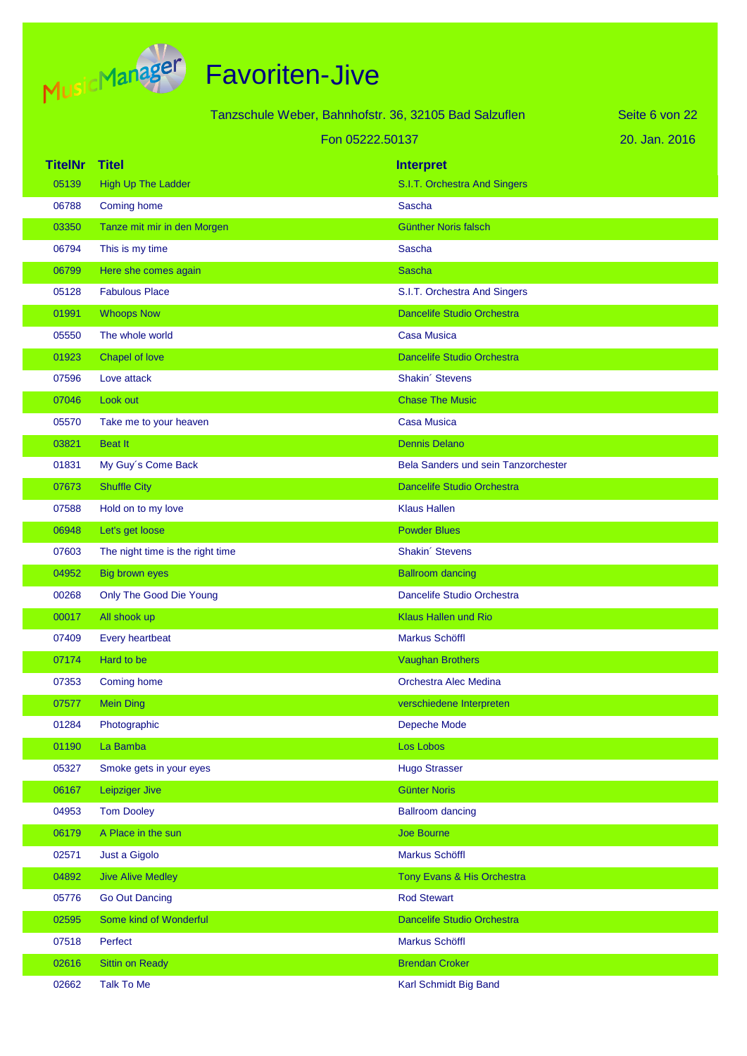# Favoriten-Jive

Tanzschule Weber, Bahnhofstr. 36, 32105 Bad Salzuflen

Fon 05222.50137

20. Jan. 2016

| TitelNr | Titel | Interpret |
|---|---|---|
| 05139 | High Up The Ladder | S.I.T. Orchestra And Singers |
| 06788 | Coming home | Sascha |
| 03350 | Tanze mit mir in den Morgen | Günther Noris falsch |
| 06794 | This is my time | Sascha |
| 06799 | Here she comes again | Sascha |
| 05128 | Fabulous Place | S.I.T. Orchestra And Singers |
| 01991 | Whoops Now | Dancelife Studio Orchestra |
| 05550 | The whole world | Casa Musica |
| 01923 | Chapel of love | Dancelife Studio Orchestra |
| 07596 | Love attack | Shakin´ Stevens |
| 07046 | Look out | Chase The Music |
| 05570 | Take me to your heaven | Casa Musica |
| 03821 | Beat It | Dennis Delano |
| 01831 | My Guy´s Come Back | Bela Sanders und sein Tanzorchester |
| 07673 | Shuffle City | Dancelife Studio Orchestra |
| 07588 | Hold on to my love | Klaus Hallen |
| 06948 | Let's get loose | Powder Blues |
| 07603 | The night time is the right time | Shakin´ Stevens |
| 04952 | Big brown eyes | Ballroom dancing |
| 00268 | Only The Good Die Young | Dancelife Studio Orchestra |
| 00017 | All shook up | Klaus Hallen und Rio |
| 07409 | Every heartbeat | Markus Schöffl |
| 07174 | Hard to be | Vaughan Brothers |
| 07353 | Coming home | Orchestra Alec Medina |
| 07577 | Mein Ding | verschiedene Interpreten |
| 01284 | Photographic | Depeche Mode |
| 01190 | La Bamba | Los Lobos |
| 05327 | Smoke gets in your eyes | Hugo Strasser |
| 06167 | Leipziger Jive | Günter Noris |
| 04953 | Tom Dooley | Ballroom dancing |
| 06179 | A Place in the sun | Joe Bourne |
| 02571 | Just a Gigolo | Markus Schöffl |
| 04892 | Jive Alive Medley | Tony Evans & His Orchestra |
| 05776 | Go Out Dancing | Rod Stewart |
| 02595 | Some kind of Wonderful | Dancelife Studio Orchestra |
| 07518 | Perfect | Markus Schöffl |
| 02616 | Sittin on Ready | Brendan Croker |
| 02662 | Talk To Me | Karl Schmidt Big Band |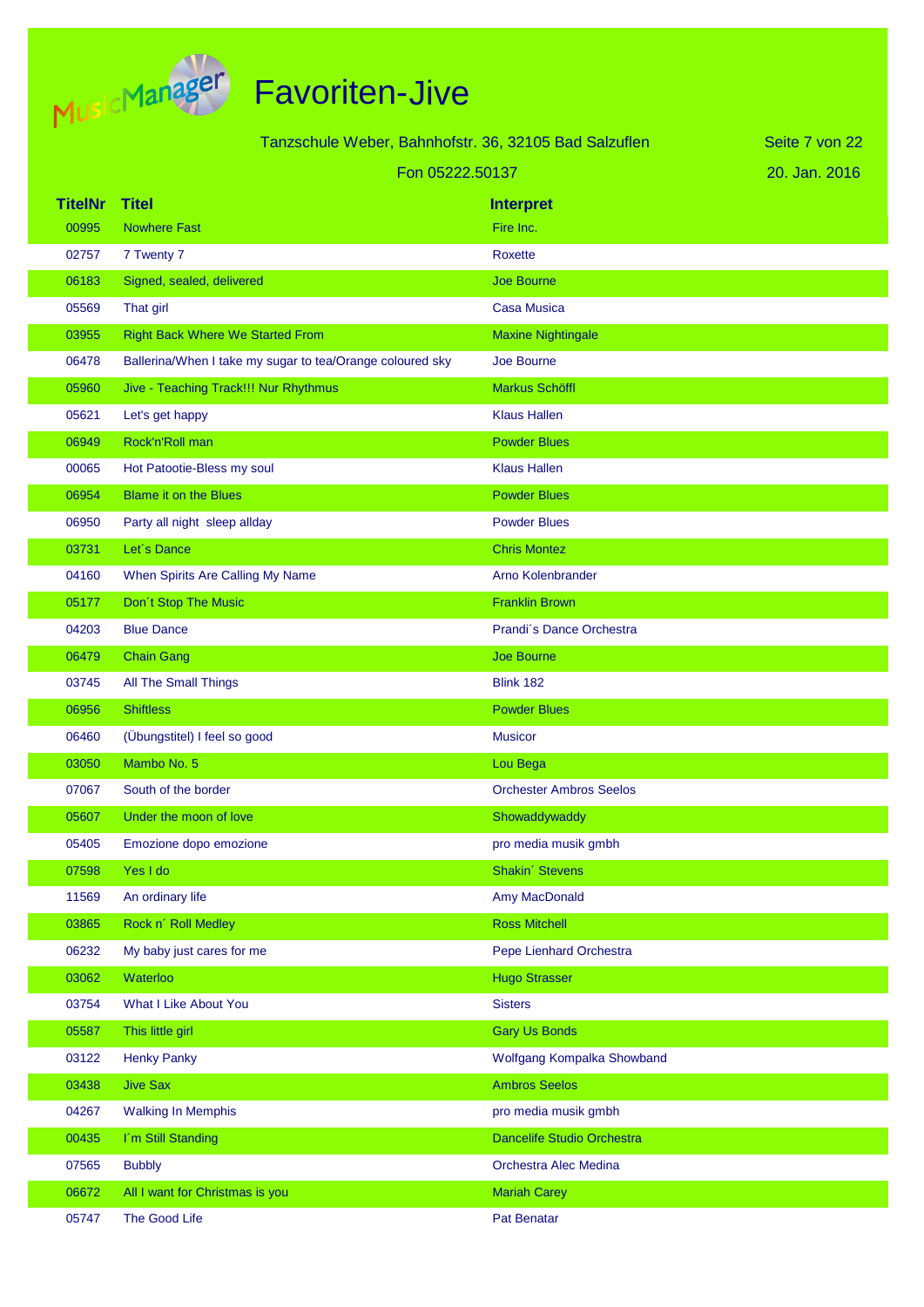# Favoriten-Jive

Tanzschule Weber, Bahnhofstr. 36, 32105 Bad Salzuflen

Fon 05222.50137

20. Jan. 2016

| TitelNr | Titel | Interpret |
|---|---|---|
| 00995 | Nowhere Fast | Fire Inc. |
| 02757 | 7 Twenty 7 | Roxette |
| 06183 | Signed, sealed, delivered | Joe Bourne |
| 05569 | That girl | Casa Musica |
| 03955 | Right Back Where We Started From | Maxine Nightingale |
| 06478 | Ballerina/When I take my sugar to tea/Orange coloured sky | Joe Bourne |
| 05960 | Jive - Teaching Track!!! Nur Rhythmus | Markus Schöffl |
| 05621 | Let's get happy | Klaus Hallen |
| 06949 | Rock'n'Roll man | Powder Blues |
| 00065 | Hot Patootie-Bless my soul | Klaus Hallen |
| 06954 | Blame it on the Blues | Powder Blues |
| 06950 | Party all night sleep allday | Powder Blues |
| 03731 | Let´s Dance | Chris Montez |
| 04160 | When Spirits Are Calling My Name | Arno Kolenbrander |
| 05177 | Don´t Stop The Music | Franklin Brown |
| 04203 | Blue Dance | Prandi´s Dance Orchestra |
| 06479 | Chain Gang | Joe Bourne |
| 03745 | All The Small Things | Blink 182 |
| 06956 | Shiftless | Powder Blues |
| 06460 | (Übungstitel) I feel so good | Musicor |
| 03050 | Mambo No. 5 | Lou Bega |
| 07067 | South of the border | Orchester Ambros Seelos |
| 05607 | Under the moon of love | Showaddywaddy |
| 05405 | Emozione dopo emozione | pro media musik gmbh |
| 07598 | Yes I do | Shakin´ Stevens |
| 11569 | An ordinary life | Amy MacDonald |
| 03865 | Rock n´ Roll Medley | Ross Mitchell |
| 06232 | My baby just cares for me | Pepe Lienhard Orchestra |
| 03062 | Waterloo | Hugo Strasser |
| 03754 | What I Like About You | Sisters |
| 05587 | This little girl | Gary Us Bonds |
| 03122 | Henky Panky | Wolfgang Kompalka Showband |
| 03438 | Jive Sax | Ambros Seelos |
| 04267 | Walking In Memphis | pro media musik gmbh |
| 00435 | I´m Still Standing | Dancelife Studio Orchestra |
| 07565 | Bubbly | Orchestra Alec Medina |
| 06672 | All I want for Christmas is you | Mariah Carey |
| 05747 | The Good Life | Pat Benatar |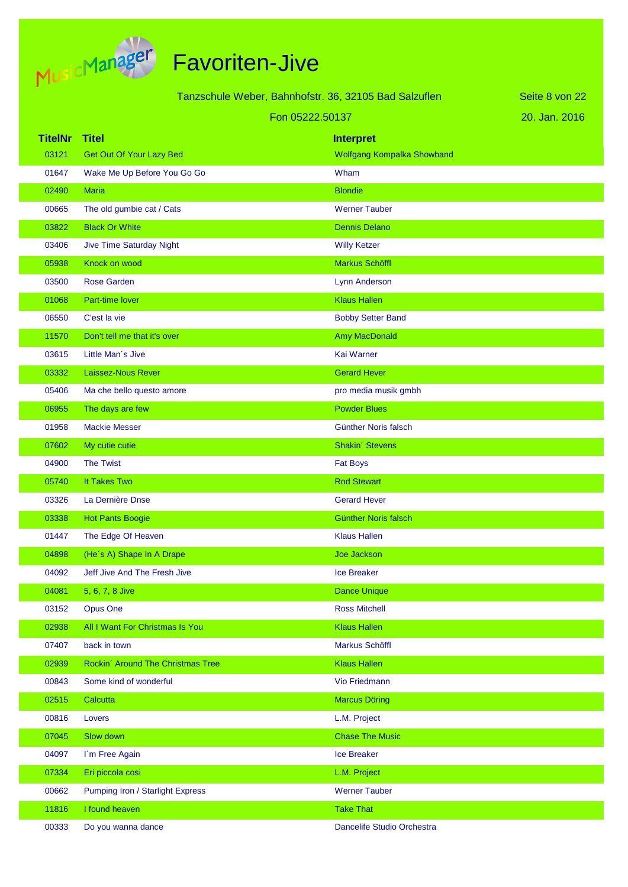# Favoriten-Jive

Tanzschule Weber, Bahnhofstr. 36, 32105 Bad Salzuflen

Fon 05222.50137

20. Jan. 2016

| TitelNr | Titel | Interpret |
|---|---|---|
| 03121 | Get Out Of Your Lazy Bed | Wolfgang Kompalka Showband |
| 01647 | Wake Me Up Before You Go Go | Wham |
| 02490 | Maria | Blondie |
| 00665 | The old gumbie cat / Cats | Werner Tauber |
| 03822 | Black Or White | Dennis Delano |
| 03406 | Jive Time Saturday Night | Willy Ketzer |
| 05938 | Knock on wood | Markus Schöffl |
| 03500 | Rose Garden | Lynn Anderson |
| 01068 | Part-time lover | Klaus Hallen |
| 06550 | C'est la vie | Bobby Setter Band |
| 11570 | Don't tell me that it's over | Amy MacDonald |
| 03615 | Little Man´s Jive | Kai Warner |
| 03332 | Laissez-Nous Rever | Gerard Hever |
| 05406 | Ma che bello questo amore | pro media musik gmbh |
| 06955 | The days are few | Powder Blues |
| 01958 | Mackie Messer | Günther Noris falsch |
| 07602 | My cutie cutie | Shakin´ Stevens |
| 04900 | The Twist | Fat Boys |
| 05740 | It Takes Two | Rod Stewart |
| 03326 | La Dernière Dnse | Gerard Hever |
| 03338 | Hot Pants Boogie | Günther Noris falsch |
| 01447 | The Edge Of Heaven | Klaus Hallen |
| 04898 | (He´s A) Shape In A Drape | Joe Jackson |
| 04092 | Jeff Jive And The Fresh Jive | Ice Breaker |
| 04081 | 5, 6, 7, 8 Jive | Dance Unique |
| 03152 | Opus One | Ross Mitchell |
| 02938 | All I Want For Christmas Is You | Klaus Hallen |
| 07407 | back in town | Markus Schöffl |
| 02939 | Rockin´ Around The Christmas Tree | Klaus Hallen |
| 00843 | Some kind of wonderful | Vio Friedmann |
| 02515 | Calcutta | Marcus Döring |
| 00816 | Lovers | L.M. Project |
| 07045 | Slow down | Chase The Music |
| 04097 | I´m Free Again | Ice Breaker |
| 07334 | Eri piccola cosi | L.M. Project |
| 00662 | Pumping Iron / Starlight Express | Werner Tauber |
| 11816 | I found heaven | Take That |
| 00333 | Do you wanna dance | Dancelife Studio Orchestra |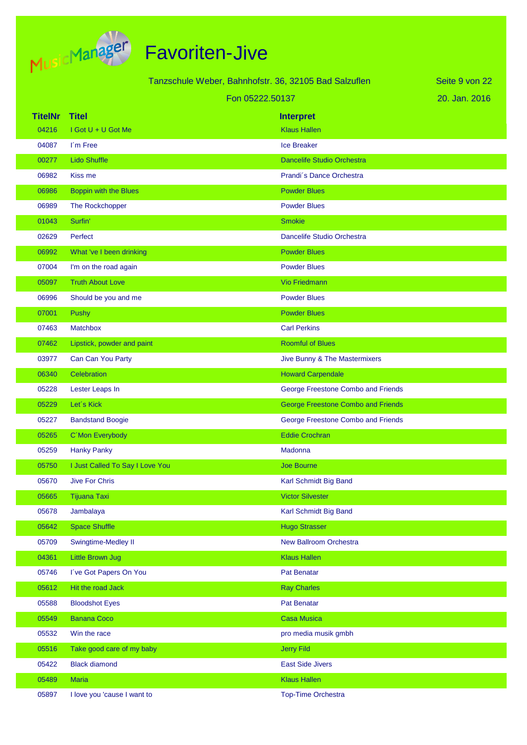# Favoriten-Jive

Tanzschule Weber, Bahnhofstr. 36, 32105 Bad Salzuflen

Fon 05222.50137

20. Jan. 2016

| TitelNr | Titel | Interpret |
|---|---|---|
| 04216 | I Got U + U Got Me | Klaus Hallen |
| 04087 | I´m Free | Ice Breaker |
| 00277 | Lido Shuffle | Dancelife Studio Orchestra |
| 06982 | Kiss me | Prandi´s Dance Orchestra |
| 06986 | Boppin with the Blues | Powder Blues |
| 06989 | The Rockchopper | Powder Blues |
| 01043 | Surfin' | Smokie |
| 02629 | Perfect | Dancelife Studio Orchestra |
| 06992 | What 've I been drinking | Powder Blues |
| 07004 | I'm on the road again | Powder Blues |
| 05097 | Truth About Love | Vio Friedmann |
| 06996 | Should be you and me | Powder Blues |
| 07001 | Pushy | Powder Blues |
| 07463 | Matchbox | Carl Perkins |
| 07462 | Lipstick, powder and paint | Roomful of Blues |
| 03977 | Can Can You Party | Jive Bunny & The Mastermixers |
| 06340 | Celebration | Howard Carpendale |
| 05228 | Lester Leaps In | George Freestone Combo and Friends |
| 05229 | Let´s Kick | George Freestone Combo and Friends |
| 05227 | Bandstand Boogie | George Freestone Combo and Friends |
| 05265 | C´Mon Everybody | Eddie Crochran |
| 05259 | Hanky Panky | Madonna |
| 05750 | I Just Called To Say I Love You | Joe Bourne |
| 05670 | Jive For Chris | Karl Schmidt Big Band |
| 05665 | Tijuana Taxi | Victor Silvester |
| 05678 | Jambalaya | Karl Schmidt Big Band |
| 05642 | Space Shuffle | Hugo Strasser |
| 05709 | Swingtime-Medley II | New Ballroom Orchestra |
| 04361 | Little Brown Jug | Klaus Hallen |
| 05746 | I´ve Got Papers On You | Pat Benatar |
| 05612 | Hit the road Jack | Ray Charles |
| 05588 | Bloodshot Eyes | Pat Benatar |
| 05549 | Banana Coco | Casa Musica |
| 05532 | Win the race | pro media musik gmbh |
| 05516 | Take good care of my baby | Jerry Fild |
| 05422 | Black diamond | East Side Jivers |
| 05489 | Maria | Klaus Hallen |
| 05897 | I love you 'cause I want to | Top-Time Orchestra |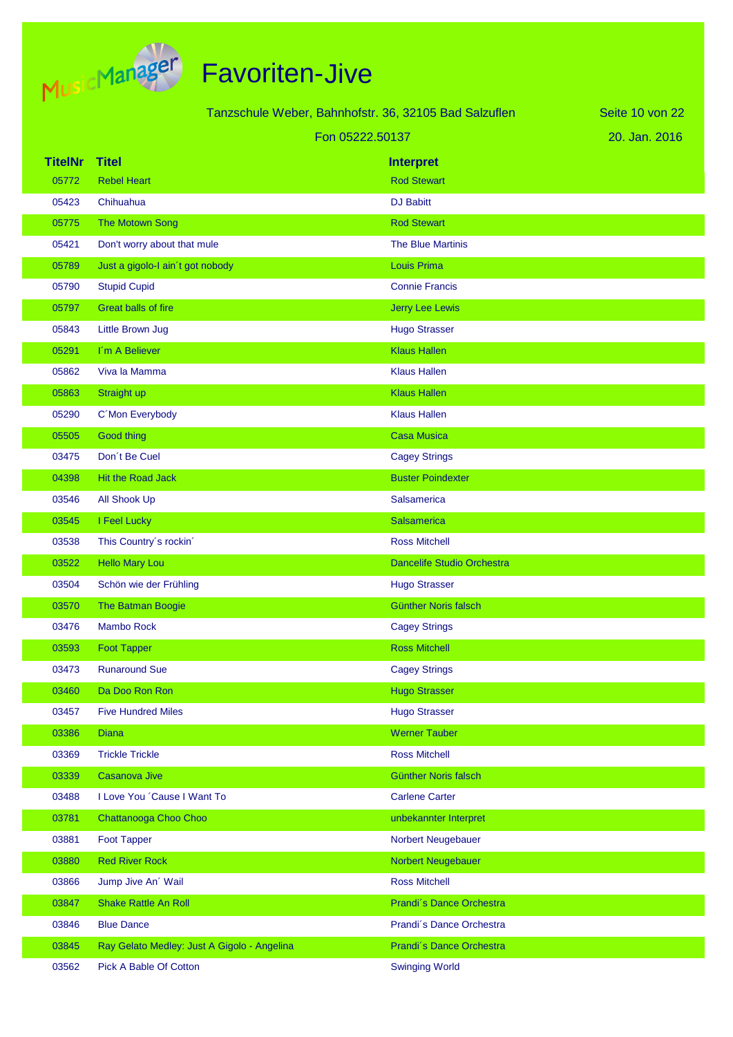# Favoriten-Jive

Tanzschule Weber, Bahnhofstr. 36, 32105 Bad Salzuflen

Fon 05222.50137

20. Jan. 2016

| TitelNr | Titel | Interpret |
|---|---|---|
| 05772 | Rebel Heart | Rod Stewart |
| 05423 | Chihuahua | DJ Babitt |
| 05775 | The Motown Song | Rod Stewart |
| 05421 | Don't worry about that mule | The Blue Martinis |
| 05789 | Just a gigolo-I ain´t got nobody | Louis Prima |
| 05790 | Stupid Cupid | Connie Francis |
| 05797 | Great balls of fire | Jerry Lee Lewis |
| 05843 | Little Brown Jug | Hugo Strasser |
| 05291 | I´m A Believer | Klaus Hallen |
| 05862 | Viva la Mamma | Klaus Hallen |
| 05863 | Straight up | Klaus Hallen |
| 05290 | C´Mon Everybody | Klaus Hallen |
| 05505 | Good thing | Casa Musica |
| 03475 | Don´t Be Cuel | Cagey Strings |
| 04398 | Hit the Road Jack | Buster Poindexter |
| 03546 | All Shook Up | Salsamerica |
| 03545 | I Feel Lucky | Salsamerica |
| 03538 | This Country´s rockin´ | Ross Mitchell |
| 03522 | Hello Mary Lou | Dancelife Studio Orchestra |
| 03504 | Schön wie der Frühling | Hugo Strasser |
| 03570 | The Batman Boogie | Günther Noris falsch |
| 03476 | Mambo Rock | Cagey Strings |
| 03593 | Foot Tapper | Ross Mitchell |
| 03473 | Runaround Sue | Cagey Strings |
| 03460 | Da Doo Ron Ron | Hugo Strasser |
| 03457 | Five Hundred Miles | Hugo Strasser |
| 03386 | Diana | Werner Tauber |
| 03369 | Trickle Trickle | Ross Mitchell |
| 03339 | Casanova Jive | Günther Noris falsch |
| 03488 | I Love You ´Cause I Want To | Carlene Carter |
| 03781 | Chattanooga Choo Choo | unbekannter Interpret |
| 03881 | Foot Tapper | Norbert Neugebauer |
| 03880 | Red River Rock | Norbert Neugebauer |
| 03866 | Jump Jive An´ Wail | Ross Mitchell |
| 03847 | Shake Rattle An Roll | Prandi´s Dance Orchestra |
| 03846 | Blue Dance | Prandi´s Dance Orchestra |
| 03845 | Ray Gelato Medley: Just A Gigolo - Angelina | Prandi´s Dance Orchestra |
| 03562 | Pick A Bable Of Cotton | Swinging World |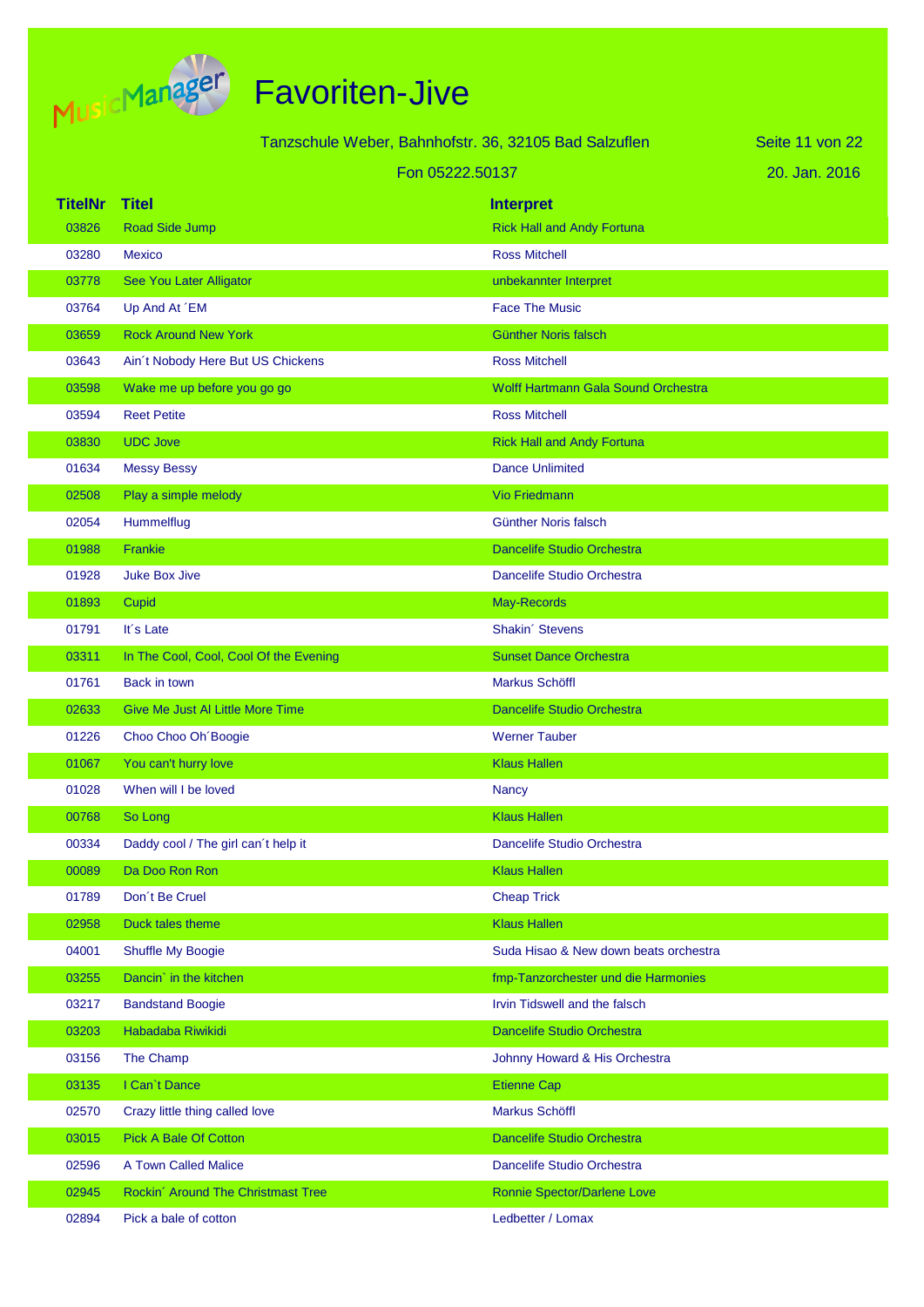# Favoriten-Jive

Tanzschule Weber, Bahnhofstr. 36, 32105 Bad Salzuflen

Fon 05222.50137

20. Jan. 2016

| TitelNr | Titel | Interpret |
|---|---|---|
| 03826 | Road Side Jump | Rick Hall and Andy Fortuna |
| 03280 | Mexico | Ross Mitchell |
| 03778 | See You Later Alligator | unbekannter Interpret |
| 03764 | Up And At ´EM | Face The Music |
| 03659 | Rock Around New York | Günther Noris falsch |
| 03643 | Ain´t Nobody Here But US Chickens | Ross Mitchell |
| 03598 | Wake me up before you go go | Wolff Hartmann Gala Sound Orchestra |
| 03594 | Reet Petite | Ross Mitchell |
| 03830 | UDC Jove | Rick Hall and Andy Fortuna |
| 01634 | Messy Bessy | Dance Unlimited |
| 02508 | Play a simple melody | Vio Friedmann |
| 02054 | Hummelflug | Günther Noris falsch |
| 01988 | Frankie | Dancelife Studio Orchestra |
| 01928 | Juke Box Jive | Dancelife Studio Orchestra |
| 01893 | Cupid | May-Records |
| 01791 | It´s Late | Shakin´ Stevens |
| 03311 | In The Cool, Cool, Cool Of the Evening | Sunset Dance Orchestra |
| 01761 | Back in town | Markus Schöffl |
| 02633 | Give Me Just Al Little More Time | Dancelife Studio Orchestra |
| 01226 | Choo Choo Oh´Boogie | Werner Tauber |
| 01067 | You can't hurry love | Klaus Hallen |
| 01028 | When will I be loved | Nancy |
| 00768 | So Long | Klaus Hallen |
| 00334 | Daddy cool / The girl can´t help it | Dancelife Studio Orchestra |
| 00089 | Da Doo Ron Ron | Klaus Hallen |
| 01789 | Don´t Be Cruel | Cheap Trick |
| 02958 | Duck tales theme | Klaus Hallen |
| 04001 | Shuffle My Boogie | Suda Hisao & New down beats orchestra |
| 03255 | Dancin` in the kitchen | fmp-Tanzorchester und die Harmonies |
| 03217 | Bandstand Boogie | Irvin Tidswell and the falsch |
| 03203 | Habadaba Riwikidi | Dancelife Studio Orchestra |
| 03156 | The Champ | Johnny Howard & His Orchestra |
| 03135 | I Can`t Dance | Etienne Cap |
| 02570 | Crazy little thing called love | Markus Schöffl |
| 03015 | Pick A Bale Of Cotton | Dancelife Studio Orchestra |
| 02596 | A Town Called Malice | Dancelife Studio Orchestra |
| 02945 | Rockin´ Around The Christmast Tree | Ronnie Spector/Darlene Love |
| 02894 | Pick a bale of cotton | Ledbetter / Lomax |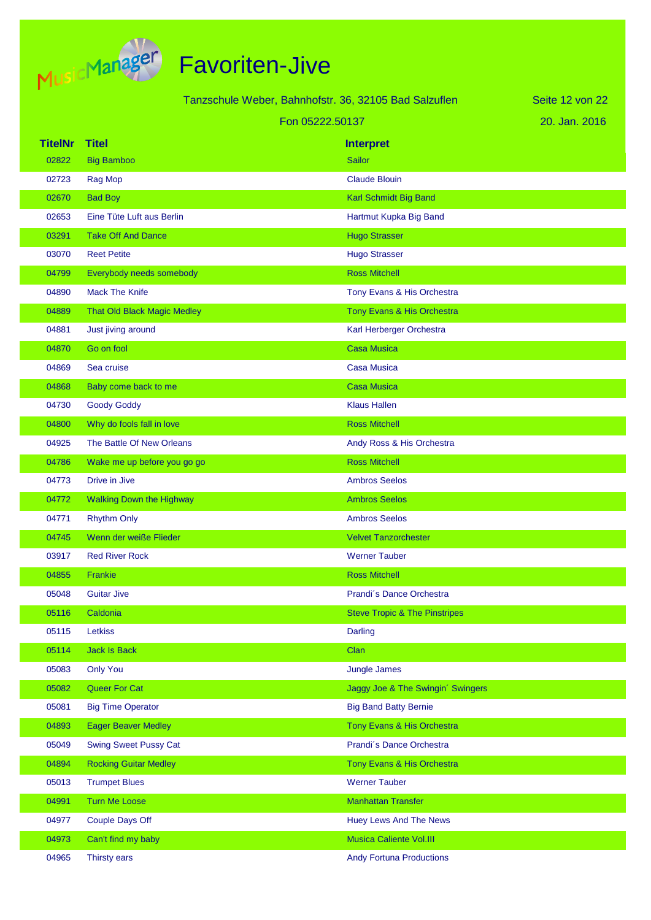# Favoriten-Jive

Tanzschule Weber, Bahnhofstr. 36, 32105 Bad Salzuflen

Fon 05222.50137

20. Jan. 2016

| TitelNr | Titel | Interpret |
|---|---|---|
| 02822 | Big Bamboo | Sailor |
| 02723 | Rag Mop | Claude Blouin |
| 02670 | Bad Boy | Karl Schmidt Big Band |
| 02653 | Eine Tüte Luft aus Berlin | Hartmut Kupka Big Band |
| 03291 | Take Off And Dance | Hugo Strasser |
| 03070 | Reet Petite | Hugo Strasser |
| 04799 | Everybody needs somebody | Ross Mitchell |
| 04890 | Mack The Knife | Tony Evans & His Orchestra |
| 04889 | That Old Black Magic Medley | Tony Evans & His Orchestra |
| 04881 | Just jiving around | Karl Herberger Orchestra |
| 04870 | Go on fool | Casa Musica |
| 04869 | Sea cruise | Casa Musica |
| 04868 | Baby come back to me | Casa Musica |
| 04730 | Goody Goddy | Klaus Hallen |
| 04800 | Why do fools fall in love | Ross Mitchell |
| 04925 | The Battle Of New Orleans | Andy Ross & His Orchestra |
| 04786 | Wake me up before you go go | Ross Mitchell |
| 04773 | Drive in Jive | Ambros Seelos |
| 04772 | Walking Down the Highway | Ambros Seelos |
| 04771 | Rhythm Only | Ambros Seelos |
| 04745 | Wenn der weiße Flieder | Velvet Tanzorchester |
| 03917 | Red River Rock | Werner Tauber |
| 04855 | Frankie | Ross Mitchell |
| 05048 | Guitar Jive | Prandi´s Dance Orchestra |
| 05116 | Caldonia | Steve Tropic & The Pinstripes |
| 05115 | Letkiss | Darling |
| 05114 | Jack Is Back | Clan |
| 05083 | Only You | Jungle James |
| 05082 | Queer For Cat | Jaggy Joe & The Swingin´ Swingers |
| 05081 | Big Time Operator | Big Band Batty Bernie |
| 04893 | Eager Beaver Medley | Tony Evans & His Orchestra |
| 05049 | Swing Sweet Pussy Cat | Prandi´s Dance Orchestra |
| 04894 | Rocking Guitar Medley | Tony Evans & His Orchestra |
| 05013 | Trumpet Blues | Werner Tauber |
| 04991 | Turn Me Loose | Manhattan Transfer |
| 04977 | Couple Days Off | Huey Lews And The News |
| 04973 | Can't find my baby | Musica Caliente Vol.III |
| 04965 | Thirsty ears | Andy Fortuna Productions |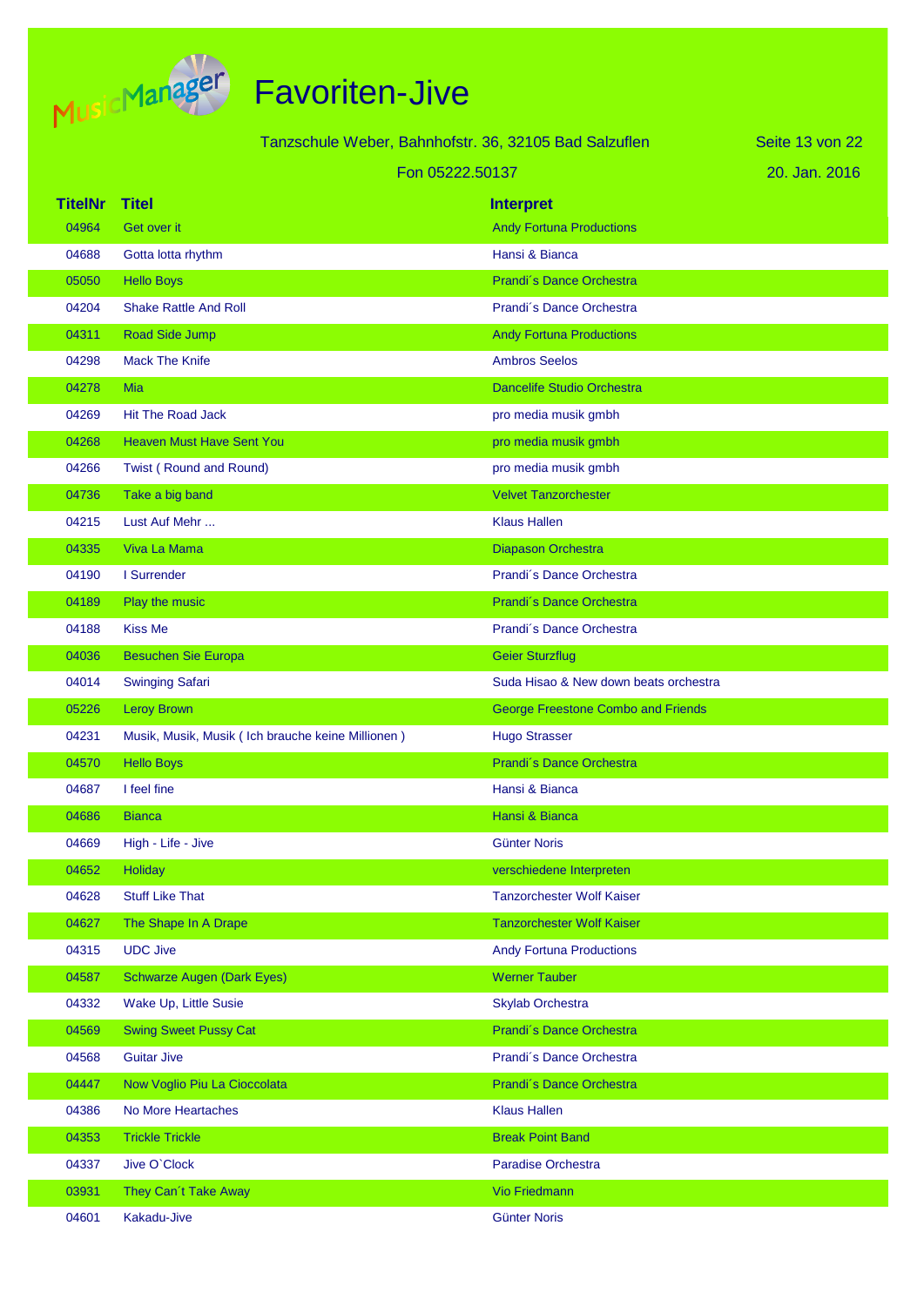# Favoriten-Jive

Tanzschule Weber, Bahnhofstr. 36, 32105 Bad Salzuflen

Fon 05222.50137

20. Jan. 2016

| TitelNr | Titel | Interpret |
|---|---|---|
| 04964 | Get over it | Andy Fortuna Productions |
| 04688 | Gotta lotta rhythm | Hansi & Bianca |
| 05050 | Hello Boys | Prandi´s Dance Orchestra |
| 04204 | Shake Rattle And Roll | Prandi´s Dance Orchestra |
| 04311 | Road Side Jump | Andy Fortuna Productions |
| 04298 | Mack The Knife | Ambros Seelos |
| 04278 | Mia | Dancelife Studio Orchestra |
| 04269 | Hit The Road Jack | pro media musik gmbh |
| 04268 | Heaven Must Have Sent You | pro media musik gmbh |
| 04266 | Twist ( Round and Round) | pro media musik gmbh |
| 04736 | Take a big band | Velvet Tanzorchester |
| 04215 | Lust Auf Mehr ... | Klaus Hallen |
| 04335 | Viva La Mama | Diapason Orchestra |
| 04190 | I Surrender | Prandi´s Dance Orchestra |
| 04189 | Play the music | Prandi´s Dance Orchestra |
| 04188 | Kiss Me | Prandi´s Dance Orchestra |
| 04036 | Besuchen Sie Europa | Geier Sturzflug |
| 04014 | Swinging Safari | Suda Hisao & New down beats orchestra |
| 05226 | Leroy Brown | George Freestone Combo and Friends |
| 04231 | Musik, Musik, Musik ( Ich brauche keine Millionen ) | Hugo Strasser |
| 04570 | Hello Boys | Prandi´s Dance Orchestra |
| 04687 | I feel fine | Hansi & Bianca |
| 04686 | Bianca | Hansi & Bianca |
| 04669 | High - Life - Jive | Günter Noris |
| 04652 | Holiday | verschiedene Interpreten |
| 04628 | Stuff Like That | Tanzorchester Wolf Kaiser |
| 04627 | The Shape In A Drape | Tanzorchester Wolf Kaiser |
| 04315 | UDC Jive | Andy Fortuna Productions |
| 04587 | Schwarze Augen (Dark Eyes) | Werner Tauber |
| 04332 | Wake Up, Little Susie | Skylab Orchestra |
| 04569 | Swing Sweet Pussy Cat | Prandi´s Dance Orchestra |
| 04568 | Guitar Jive | Prandi´s Dance Orchestra |
| 04447 | Now Voglio Piu La Cioccolata | Prandi´s Dance Orchestra |
| 04386 | No More Heartaches | Klaus Hallen |
| 04353 | Trickle Trickle | Break Point Band |
| 04337 | Jive O`Clock | Paradise Orchestra |
| 03931 | They Can´t Take Away | Vio Friedmann |
| 04601 | Kakadu-Jive | Günter Noris |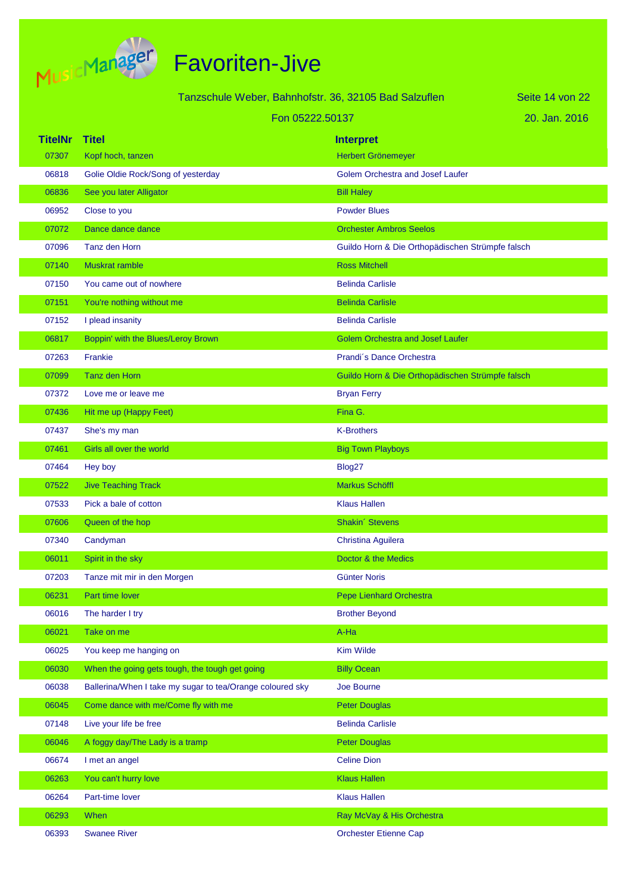# Favoriten-Jive

Tanzschule Weber, Bahnhofstr. 36, 32105 Bad Salzuflen

Fon 05222.50137

20. Jan. 2016

| TitelNr | Titel | Interpret |
|---|---|---|
| 07307 | Kopf hoch, tanzen | Herbert Grönemeyer |
| 06818 | Golie Oldie Rock/Song of yesterday | Golem Orchestra and Josef Laufer |
| 06836 | See you later Alligator | Bill Haley |
| 06952 | Close to you | Powder Blues |
| 07072 | Dance dance dance | Orchester Ambros Seelos |
| 07096 | Tanz den Horn | Guildo Horn & Die Orthopädischen Strümpfe falsch |
| 07140 | Muskrat ramble | Ross Mitchell |
| 07150 | You came out of nowhere | Belinda Carlisle |
| 07151 | You're nothing without me | Belinda Carlisle |
| 07152 | I plead insanity | Belinda Carlisle |
| 06817 | Boppin' with the Blues/Leroy Brown | Golem Orchestra and Josef Laufer |
| 07263 | Frankie | Prandi´s Dance Orchestra |
| 07099 | Tanz den Horn | Guildo Horn & Die Orthopädischen Strümpfe falsch |
| 07372 | Love me or leave me | Bryan Ferry |
| 07436 | Hit me up (Happy Feet) | Fina G. |
| 07437 | She's my man | K-Brothers |
| 07461 | Girls all over the world | Big Town Playboys |
| 07464 | Hey boy | Blog27 |
| 07522 | Jive Teaching Track | Markus Schöffl |
| 07533 | Pick a bale of cotton | Klaus Hallen |
| 07606 | Queen of the hop | Shakin´ Stevens |
| 07340 | Candyman | Christina Aguilera |
| 06011 | Spirit in the sky | Doctor & the Medics |
| 07203 | Tanze mit mir in den Morgen | Günter Noris |
| 06231 | Part time lover | Pepe Lienhard Orchestra |
| 06016 | The harder I try | Brother Beyond |
| 06021 | Take on me | A-Ha |
| 06025 | You keep me hanging on | Kim Wilde |
| 06030 | When the going gets tough, the tough get going | Billy Ocean |
| 06038 | Ballerina/When I take my sugar to tea/Orange coloured sky | Joe Bourne |
| 06045 | Come dance with me/Come fly with me | Peter Douglas |
| 07148 | Live your life be free | Belinda Carlisle |
| 06046 | A foggy day/The Lady is a tramp | Peter Douglas |
| 06674 | I met an angel | Celine Dion |
| 06263 | You can't hurry love | Klaus Hallen |
| 06264 | Part-time lover | Klaus Hallen |
| 06293 | When | Ray McVay & His Orchestra |
| 06393 | Swanee River | Orchester Etienne Cap |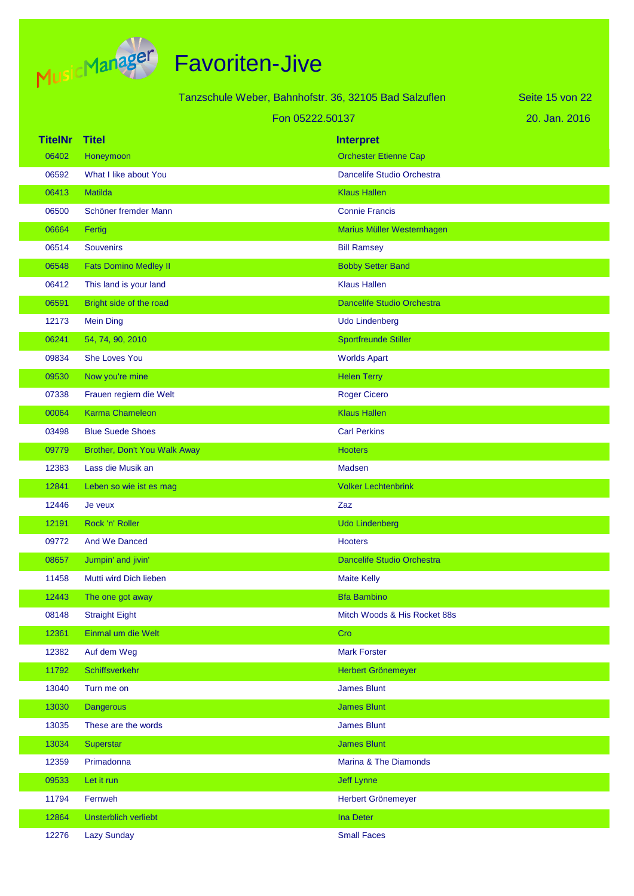# Favoriten-Jive

Tanzschule Weber, Bahnhofstr. 36, 32105 Bad Salzuflen

Fon 05222.50137

20. Jan. 2016

| TitelNr | Titel | Interpret |
|---|---|---|
| 06402 | Honeymoon | Orchester Etienne Cap |
| 06592 | What I like about You | Dancelife Studio Orchestra |
| 06413 | Matilda | Klaus Hallen |
| 06500 | Schöner fremder Mann | Connie Francis |
| 06664 | Fertig | Marius Müller Westernhagen |
| 06514 | Souvenirs | Bill Ramsey |
| 06548 | Fats Domino Medley II | Bobby Setter Band |
| 06412 | This land is your land | Klaus Hallen |
| 06591 | Bright side of the road | Dancelife Studio Orchestra |
| 12173 | Mein Ding | Udo Lindenberg |
| 06241 | 54, 74, 90, 2010 | Sportfreunde Stiller |
| 09834 | She Loves You | Worlds Apart |
| 09530 | Now you're mine | Helen Terry |
| 07338 | Frauen regiern die Welt | Roger Cicero |
| 00064 | Karma Chameleon | Klaus Hallen |
| 03498 | Blue Suede Shoes | Carl Perkins |
| 09779 | Brother, Don't You Walk Away | Hooters |
| 12383 | Lass die Musik an | Madsen |
| 12841 | Leben so wie ist es mag | Volker Lechtenbrink |
| 12446 | Je veux | Zaz |
| 12191 | Rock 'n' Roller | Udo Lindenberg |
| 09772 | And We Danced | Hooters |
| 08657 | Jumpin' and jivin' | Dancelife Studio Orchestra |
| 11458 | Mutti wird Dich lieben | Maite Kelly |
| 12443 | The one got away | Bfa Bambino |
| 08148 | Straight Eight | Mitch Woods & His Rocket 88s |
| 12361 | Einmal um die Welt | Cro |
| 12382 | Auf dem Weg | Mark Forster |
| 11792 | Schiffsverkehr | Herbert Grönemeyer |
| 13040 | Turn me on | James Blunt |
| 13030 | Dangerous | James Blunt |
| 13035 | These are the words | James Blunt |
| 13034 | Superstar | James Blunt |
| 12359 | Primadonna | Marina & The Diamonds |
| 09533 | Let it run | Jeff Lynne |
| 11794 | Fernweh | Herbert Grönemeyer |
| 12864 | Unsterblich verliebt | Ina Deter |
| 12276 | Lazy Sunday | Small Faces |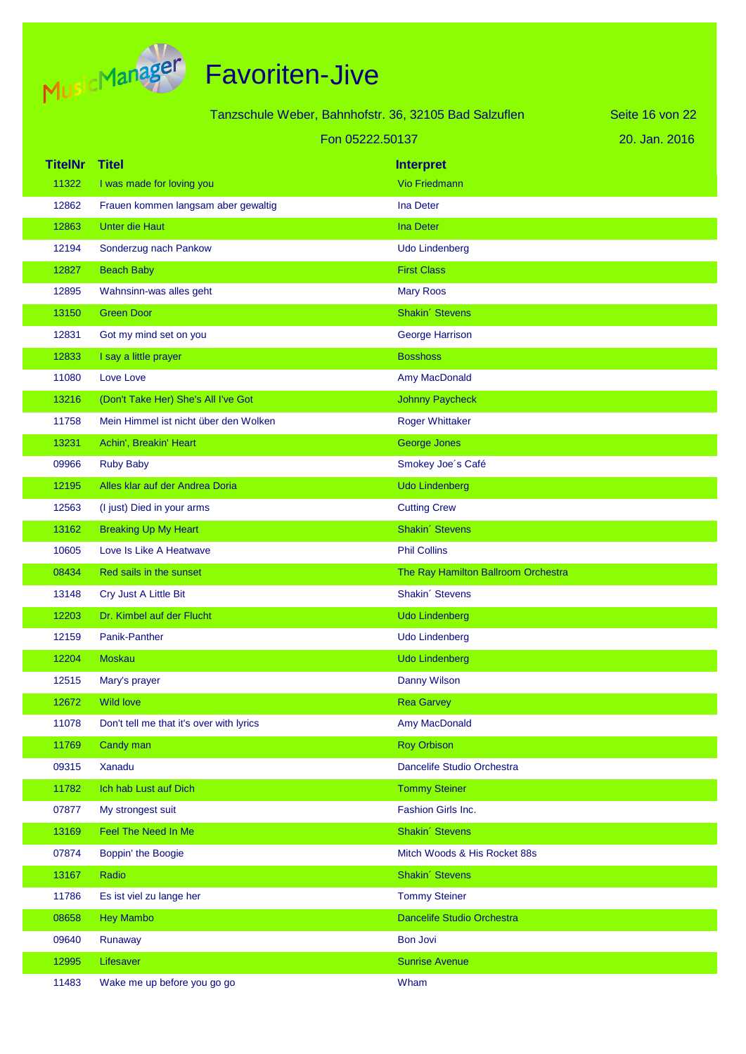# Favoriten-Jive

Tanzschule Weber, Bahnhofstr. 36, 32105 Bad Salzuflen

Fon 05222.50137

20. Jan. 2016

| TitelNr | Titel | Interpret |
|---|---|---|
| 11322 | I was made for loving you | Vio Friedmann |
| 12862 | Frauen kommen langsam aber gewaltig | Ina Deter |
| 12863 | Unter die Haut | Ina Deter |
| 12194 | Sonderzug nach Pankow | Udo Lindenberg |
| 12827 | Beach Baby | First Class |
| 12895 | Wahnsinn-was alles geht | Mary Roos |
| 13150 | Green Door | Shakin´ Stevens |
| 12831 | Got my mind set on you | George Harrison |
| 12833 | I say a little prayer | Bosshoss |
| 11080 | Love Love | Amy MacDonald |
| 13216 | (Don't Take Her) She's All I've Got | Johnny Paycheck |
| 11758 | Mein Himmel ist nicht über den Wolken | Roger Whittaker |
| 13231 | Achin', Breakin' Heart | George Jones |
| 09966 | Ruby Baby | Smokey Joe´s Café |
| 12195 | Alles klar auf der Andrea Doria | Udo Lindenberg |
| 12563 | (I just) Died in your arms | Cutting Crew |
| 13162 | Breaking Up My Heart | Shakin´ Stevens |
| 10605 | Love Is Like A Heatwave | Phil Collins |
| 08434 | Red sails in the sunset | The Ray Hamilton Ballroom Orchestra |
| 13148 | Cry Just A Little Bit | Shakin´ Stevens |
| 12203 | Dr. Kimbel auf der Flucht | Udo Lindenberg |
| 12159 | Panik-Panther | Udo Lindenberg |
| 12204 | Moskau | Udo Lindenberg |
| 12515 | Mary's prayer | Danny Wilson |
| 12672 | Wild love | Rea Garvey |
| 11078 | Don't tell me that it's over with lyrics | Amy MacDonald |
| 11769 | Candy man | Roy Orbison |
| 09315 | Xanadu | Dancelife Studio Orchestra |
| 11782 | Ich hab Lust auf Dich | Tommy Steiner |
| 07877 | My strongest suit | Fashion Girls Inc. |
| 13169 | Feel The Need In Me | Shakin´ Stevens |
| 07874 | Boppin' the Boogie | Mitch Woods & His Rocket 88s |
| 13167 | Radio | Shakin´ Stevens |
| 11786 | Es ist viel zu lange her | Tommy Steiner |
| 08658 | Hey Mambo | Dancelife Studio Orchestra |
| 09640 | Runaway | Bon Jovi |
| 12995 | Lifesaver | Sunrise Avenue |
| 11483 | Wake me up before you go go | Wham |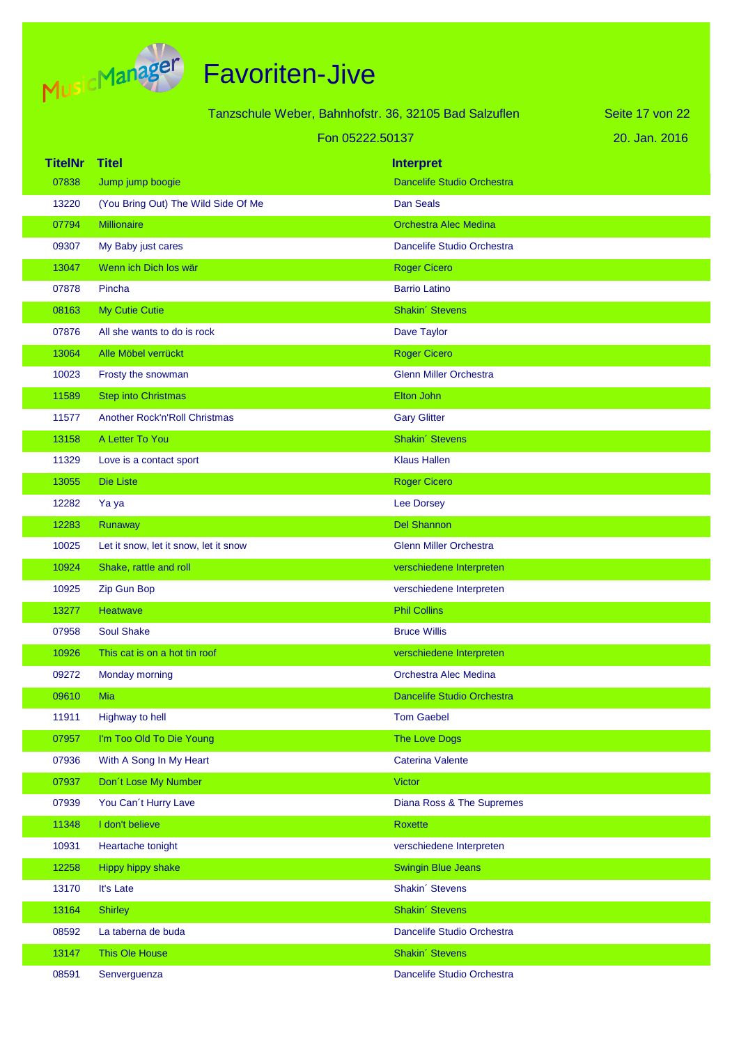# Favoriten-Jive

Tanzschule Weber, Bahnhofstr. 36, 32105 Bad Salzuflen

Fon 05222.50137

20. Jan. 2016

| TitelNr | Titel | Interpret |
|---|---|---|
| 07838 | Jump jump boogie | Dancelife Studio Orchestra |
| 13220 | (You Bring Out) The Wild Side Of Me | Dan Seals |
| 07794 | Millionaire | Orchestra Alec Medina |
| 09307 | My Baby just cares | Dancelife Studio Orchestra |
| 13047 | Wenn ich Dich los wär | Roger Cicero |
| 07878 | Pincha | Barrio Latino |
| 08163 | My Cutie Cutie | Shakin´ Stevens |
| 07876 | All she wants to do is rock | Dave Taylor |
| 13064 | Alle Möbel verrückt | Roger Cicero |
| 10023 | Frosty the snowman | Glenn Miller Orchestra |
| 11589 | Step into Christmas | Elton John |
| 11577 | Another Rock'n'Roll Christmas | Gary Glitter |
| 13158 | A Letter To You | Shakin´ Stevens |
| 11329 | Love is a contact sport | Klaus Hallen |
| 13055 | Die Liste | Roger Cicero |
| 12282 | Ya ya | Lee Dorsey |
| 12283 | Runaway | Del Shannon |
| 10025 | Let it snow, let it snow, let it snow | Glenn Miller Orchestra |
| 10924 | Shake, rattle and roll | verschiedene Interpreten |
| 10925 | Zip Gun Bop | verschiedene Interpreten |
| 13277 | Heatwave | Phil Collins |
| 07958 | Soul Shake | Bruce Willis |
| 10926 | This cat is on a hot tin roof | verschiedene Interpreten |
| 09272 | Monday morning | Orchestra Alec Medina |
| 09610 | Mia | Dancelife Studio Orchestra |
| 11911 | Highway to hell | Tom Gaebel |
| 07957 | I'm Too Old To Die Young | The Love Dogs |
| 07936 | With A Song In My Heart | Caterina Valente |
| 07937 | Don´t Lose My Number | Victor |
| 07939 | You Can´t Hurry Lave | Diana Ross & The Supremes |
| 11348 | I don't believe | Roxette |
| 10931 | Heartache tonight | verschiedene Interpreten |
| 12258 | Hippy hippy shake | Swingin Blue Jeans |
| 13170 | It's Late | Shakin´ Stevens |
| 13164 | Shirley | Shakin´ Stevens |
| 08592 | La taberna de buda | Dancelife Studio Orchestra |
| 13147 | This Ole House | Shakin´ Stevens |
| 08591 | Senverguenza | Dancelife Studio Orchestra |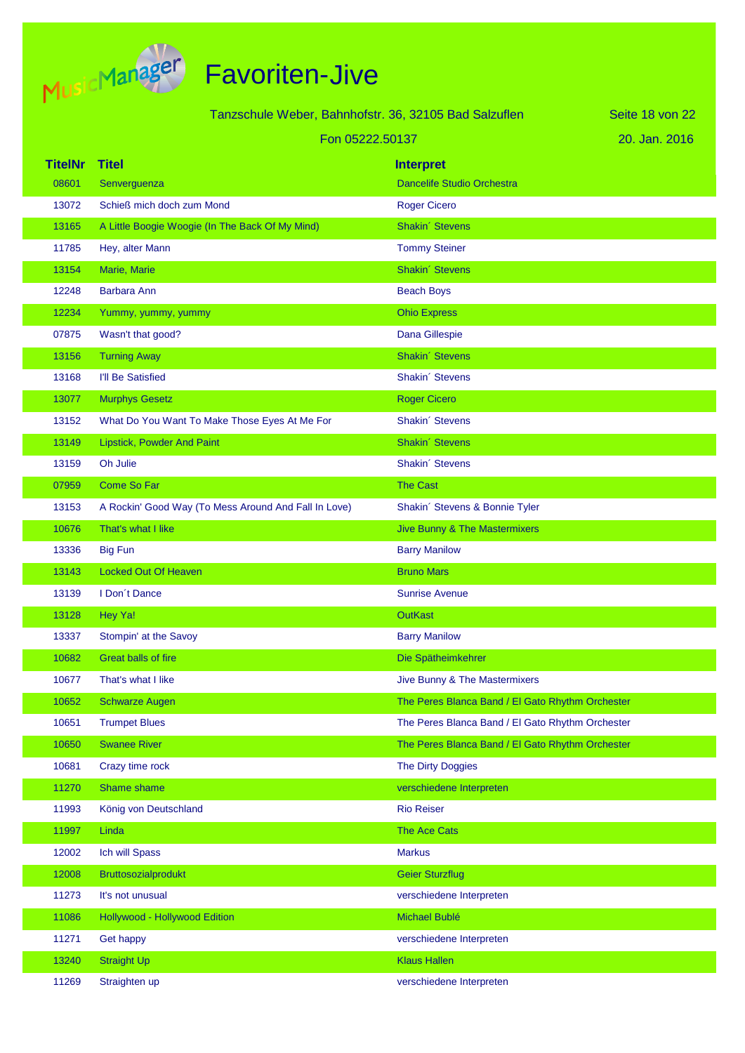# Favoriten-Jive

Tanzschule Weber, Bahnhofstr. 36, 32105 Bad Salzuflen

Fon 05222.50137

20. Jan. 2016

| TitelNr | Titel | Interpret |
|---|---|---|
| 08601 | Senverguenza | Dancelife Studio Orchestra |
| 13072 | Schieß mich doch zum Mond | Roger Cicero |
| 13165 | A Little Boogie Woogie (In The Back Of My Mind) | Shakin´ Stevens |
| 11785 | Hey, alter Mann | Tommy Steiner |
| 13154 | Marie, Marie | Shakin´ Stevens |
| 12248 | Barbara Ann | Beach Boys |
| 12234 | Yummy, yummy, yummy | Ohio Express |
| 07875 | Wasn't that good? | Dana Gillespie |
| 13156 | Turning Away | Shakin´ Stevens |
| 13168 | I'll Be Satisfied | Shakin´ Stevens |
| 13077 | Murphys Gesetz | Roger Cicero |
| 13152 | What Do You Want To Make Those Eyes At Me For | Shakin´ Stevens |
| 13149 | Lipstick, Powder And Paint | Shakin´ Stevens |
| 13159 | Oh Julie | Shakin´ Stevens |
| 07959 | Come So Far | The Cast |
| 13153 | A Rockin' Good Way (To Mess Around And Fall In Love) | Shakin´ Stevens & Bonnie Tyler |
| 10676 | That's what I like | Jive Bunny & The Mastermixers |
| 13336 | Big Fun | Barry Manilow |
| 13143 | Locked Out Of Heaven | Bruno Mars |
| 13139 | I Don´t Dance | Sunrise Avenue |
| 13128 | Hey Ya! | OutKast |
| 13337 | Stompin' at the Savoy | Barry Manilow |
| 10682 | Great balls of fire | Die Spätheimkehrer |
| 10677 | That's what I like | Jive Bunny & The Mastermixers |
| 10652 | Schwarze Augen | The Peres Blanca Band / El Gato Rhythm Orchester |
| 10651 | Trumpet Blues | The Peres Blanca Band / El Gato Rhythm Orchester |
| 10650 | Swanee River | The Peres Blanca Band / El Gato Rhythm Orchester |
| 10681 | Crazy time rock | The Dirty Doggies |
| 11270 | Shame shame | verschiedene Interpreten |
| 11993 | König von Deutschland | Rio Reiser |
| 11997 | Linda | The Ace Cats |
| 12002 | Ich will Spass | Markus |
| 12008 | Bruttosozialprodukt | Geier Sturzflug |
| 11273 | It's not unusual | verschiedene Interpreten |
| 11086 | Hollywood - Hollywood Edition | Michael Bublé |
| 11271 | Get happy | verschiedene Interpreten |
| 13240 | Straight Up | Klaus Hallen |
| 11269 | Straighten up | verschiedene Interpreten |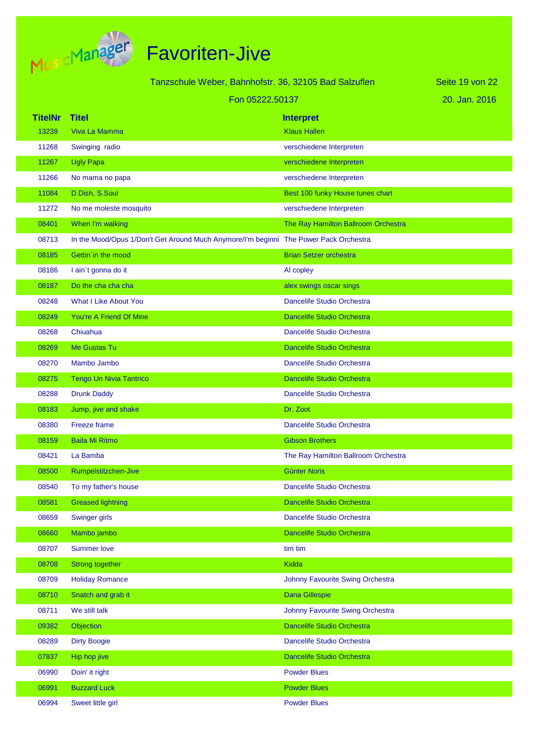# Favoriten-Jive

Tanzschule Weber, Bahnhofstr. 36, 32105 Bad Salzuflen

Fon 05222.50137

20. Jan. 2016

| TitelNr | Titel | Interpret |
|---|---|---|
| 13239 | Viva La Mamma | Klaus Hallen |
| 11268 | Swinging radio | verschiedene Interpreten |
| 11267 | Ugly Papa | verschiedene Interpreten |
| 11266 | No mama no papa | verschiedene Interpreten |
| 11084 | D.Dish, S.Soul | Best 100 funky House tunes chart |
| 11272 | No me moleste mosquito | verschiedene Interpreten |
| 08401 | When I'm walking | The Ray Hamilton Ballroom Orchestra |
| 08713 | In the Mood/Opus 1/Don't Get Around Much Anymore/I'm beginni | The Power Pack Orchestra |
| 08185 | Gettin´in the mood | Brian Setzer orchestra |
| 08186 | I ain´t gonna do it | Al copley |
| 08187 | Do the cha cha cha | alex swings oscar sings |
| 08248 | What I Like About You | Dancelife Studio Orchestra |
| 08249 | You're A Friend Of Mine | Dancelife Studio Orchestra |
| 08268 | Chiuahua | Dancelife Studio Orchestra |
| 08269 | Me Gustas Tu | Dancelife Studio Orchestra |
| 08270 | Mambo Jambo | Dancelife Studio Orchestra |
| 08275 | Tengo Un Nivia Tantrico | Dancelife Studio Orchestra |
| 08288 | Drunk Daddy | Dancelife Studio Orchestra |
| 08183 | Jump, jive and shake | Dr. Zoot |
| 08380 | Freeze frame | Dancelife Studio Orchestra |
| 08159 | Baila Mi Ritmo | Gibson Brothers |
| 08421 | La Bamba | The Ray Hamilton Ballroom Orchestra |
| 08500 | Rumpelstilzchen-Jive | Günter Noris |
| 08540 | To my father's house | Dancelife Studio Orchestra |
| 08581 | Greased lightning | Dancelife Studio Orchestra |
| 08659 | Swinger girls | Dancelife Studio Orchestra |
| 08660 | Mambo jambo | Dancelife Studio Orchestra |
| 08707 | Summer love | tim tim |
| 08708 | Strong together | Kidda |
| 08709 | Holiday Romance | Johnny Favourite Swing Orchestra |
| 08710 | Snatch and grab it | Dana Gillespie |
| 08711 | We still talk | Johnny Favourite Swing Orchestra |
| 09382 | Objection | Dancelife Studio Orchestra |
| 08289 | Dirty Boogie | Dancelife Studio Orchestra |
| 07837 | Hip hop jive | Dancelife Studio Orchestra |
| 06990 | Doin' it right | Powder Blues |
| 06991 | Buzzard Luck | Powder Blues |
| 06994 | Sweet little girl | Powder Blues |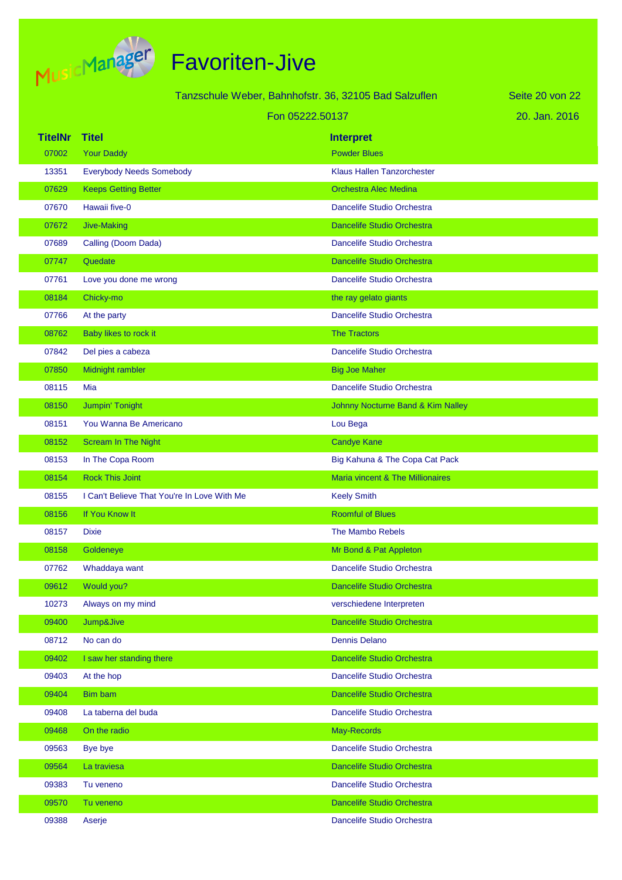# Favoriten-Jive

Tanzschule Weber, Bahnhofstr. 36, 32105 Bad Salzuflen

Fon 05222.50137

20. Jan. 2016

| TitelNr | Titel | Interpret |
|---|---|---|
| 07002 | Your Daddy | Powder Blues |
| 13351 | Everybody Needs Somebody | Klaus Hallen Tanzorchester |
| 07629 | Keeps Getting Better | Orchestra Alec Medina |
| 07670 | Hawaii five-0 | Dancelife Studio Orchestra |
| 07672 | Jive-Making | Dancelife Studio Orchestra |
| 07689 | Calling (Doom Dada) | Dancelife Studio Orchestra |
| 07747 | Quedate | Dancelife Studio Orchestra |
| 07761 | Love you done me wrong | Dancelife Studio Orchestra |
| 08184 | Chicky-mo | the ray gelato giants |
| 07766 | At the party | Dancelife Studio Orchestra |
| 08762 | Baby likes to rock it | The Tractors |
| 07842 | Del pies a cabeza | Dancelife Studio Orchestra |
| 07850 | Midnight rambler | Big Joe Maher |
| 08115 | Mia | Dancelife Studio Orchestra |
| 08150 | Jumpin' Tonight | Johnny Nocturne Band & Kim Nalley |
| 08151 | You Wanna Be Americano | Lou Bega |
| 08152 | Scream In The Night | Candye Kane |
| 08153 | In The Copa Room | Big Kahuna & The Copa Cat Pack |
| 08154 | Rock This Joint | Maria vincent & The Millionaires |
| 08155 | I Can't Believe That You're In Love With Me | Keely Smith |
| 08156 | If You Know It | Roomful of Blues |
| 08157 | Dixie | The Mambo Rebels |
| 08158 | Goldeneye | Mr Bond & Pat Appleton |
| 07762 | Whaddaya want | Dancelife Studio Orchestra |
| 09612 | Would you? | Dancelife Studio Orchestra |
| 10273 | Always on my mind | verschiedene Interpreten |
| 09400 | Jump&Jive | Dancelife Studio Orchestra |
| 08712 | No can do | Dennis Delano |
| 09402 | I saw her standing there | Dancelife Studio Orchestra |
| 09403 | At the hop | Dancelife Studio Orchestra |
| 09404 | Bim bam | Dancelife Studio Orchestra |
| 09408 | La taberna del buda | Dancelife Studio Orchestra |
| 09468 | On the radio | May-Records |
| 09563 | Bye bye | Dancelife Studio Orchestra |
| 09564 | La traviesa | Dancelife Studio Orchestra |
| 09383 | Tu veneno | Dancelife Studio Orchestra |
| 09570 | Tu veneno | Dancelife Studio Orchestra |
| 09388 | Aserje | Dancelife Studio Orchestra |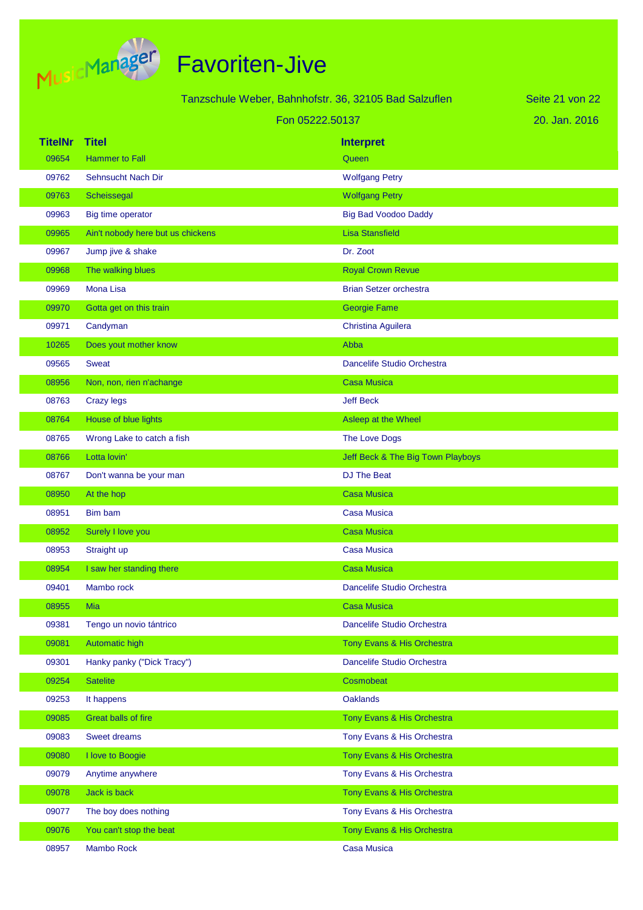# Favoriten-Jive

Tanzschule Weber, Bahnhofstr. 36, 32105 Bad Salzuflen

Fon 05222.50137

20. Jan. 2016

| TitelNr | Titel | Interpret |
|---|---|---|
| 09654 | Hammer to Fall | Queen |
| 09762 | Sehnsucht Nach Dir | Wolfgang Petry |
| 09763 | Scheissegal | Wolfgang Petry |
| 09963 | Big time operator | Big Bad Voodoo Daddy |
| 09965 | Ain't nobody here but us chickens | Lisa Stansfield |
| 09967 | Jump jive & shake | Dr. Zoot |
| 09968 | The walking blues | Royal Crown Revue |
| 09969 | Mona Lisa | Brian Setzer orchestra |
| 09970 | Gotta get on this train | Georgie Fame |
| 09971 | Candyman | Christina Aguilera |
| 10265 | Does yout mother know | Abba |
| 09565 | Sweat | Dancelife Studio Orchestra |
| 08956 | Non, non, rien n'achange | Casa Musica |
| 08763 | Crazy legs | Jeff Beck |
| 08764 | House of blue lights | Asleep at the Wheel |
| 08765 | Wrong Lake to catch a fish | The Love Dogs |
| 08766 | Lotta lovin' | Jeff Beck & The Big Town Playboys |
| 08767 | Don't wanna be your man | DJ The Beat |
| 08950 | At the hop | Casa Musica |
| 08951 | Bim bam | Casa Musica |
| 08952 | Surely I love you | Casa Musica |
| 08953 | Straight up | Casa Musica |
| 08954 | I saw her standing there | Casa Musica |
| 09401 | Mambo rock | Dancelife Studio Orchestra |
| 08955 | Mia | Casa Musica |
| 09381 | Tengo un novio tántrico | Dancelife Studio Orchestra |
| 09081 | Automatic high | Tony Evans & His Orchestra |
| 09301 | Hanky panky ("Dick Tracy") | Dancelife Studio Orchestra |
| 09254 | Satelite | Cosmobeat |
| 09253 | It happens | Oaklands |
| 09085 | Great balls of fire | Tony Evans & His Orchestra |
| 09083 | Sweet dreams | Tony Evans & His Orchestra |
| 09080 | I love to Boogie | Tony Evans & His Orchestra |
| 09079 | Anytime anywhere | Tony Evans & His Orchestra |
| 09078 | Jack is back | Tony Evans & His Orchestra |
| 09077 | The boy does nothing | Tony Evans & His Orchestra |
| 09076 | You can't stop the beat | Tony Evans & His Orchestra |
| 08957 | Mambo Rock | Casa Musica |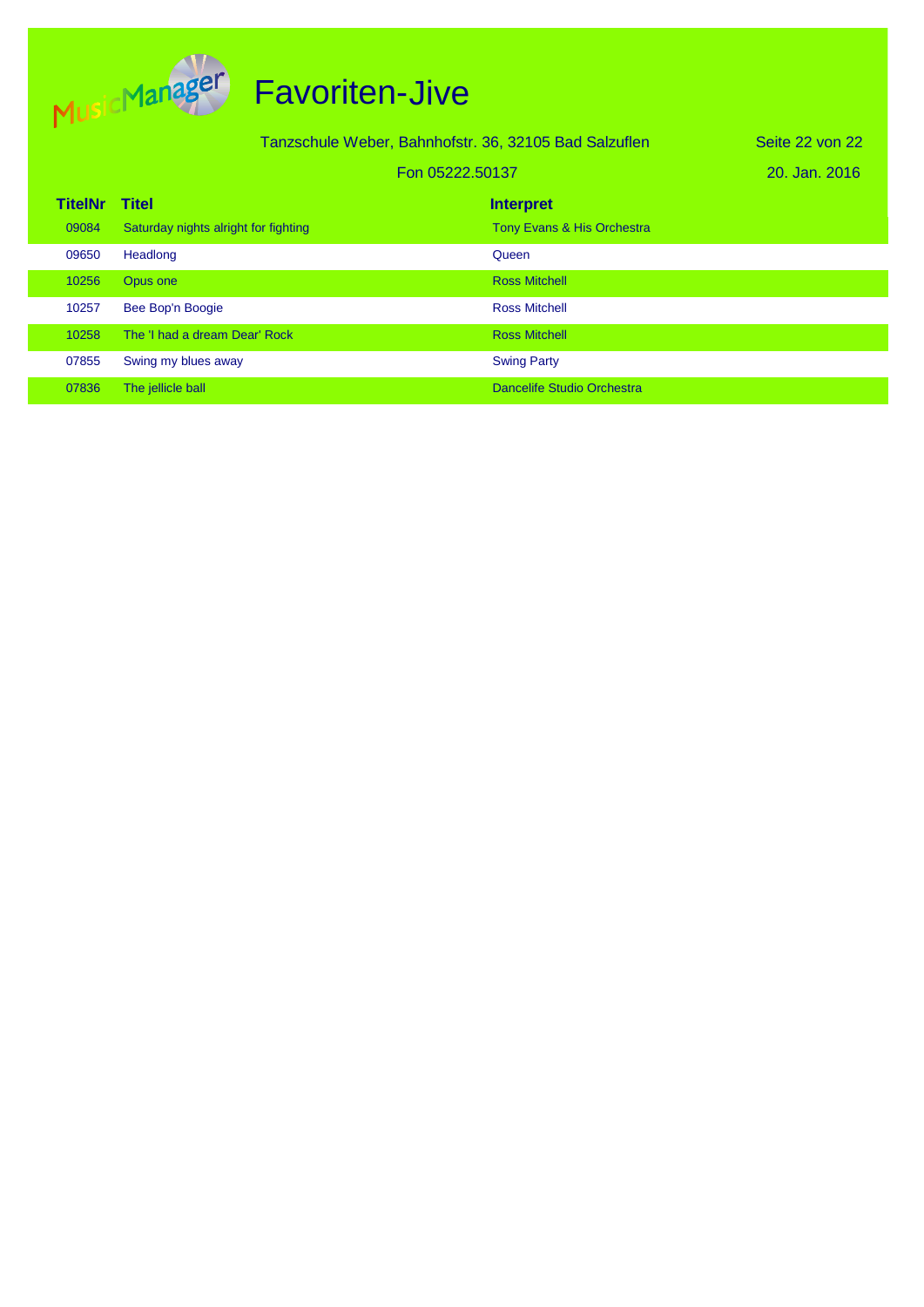# Favoriten-Jive

Tanzschule Weber, Bahnhofstr. 36, 32105 Bad Salzuflen

Fon 05222.50137

20. Jan. 2016

| TitelNr | Titel | Interpret |
|---|---|---|
| 09084 | Saturday nights alright for fighting | Tony Evans & His Orchestra |
| 09650 | Headlong | Queen |
| 10256 | Opus one | Ross Mitchell |
| 10257 | Bee Bop'n Boogie | Ross Mitchell |
| 10258 | The 'I had a dream Dear' Rock | Ross Mitchell |
| 07855 | Swing my blues away | Swing Party |
| 07836 | The jellicle ball | Dancelife Studio Orchestra |